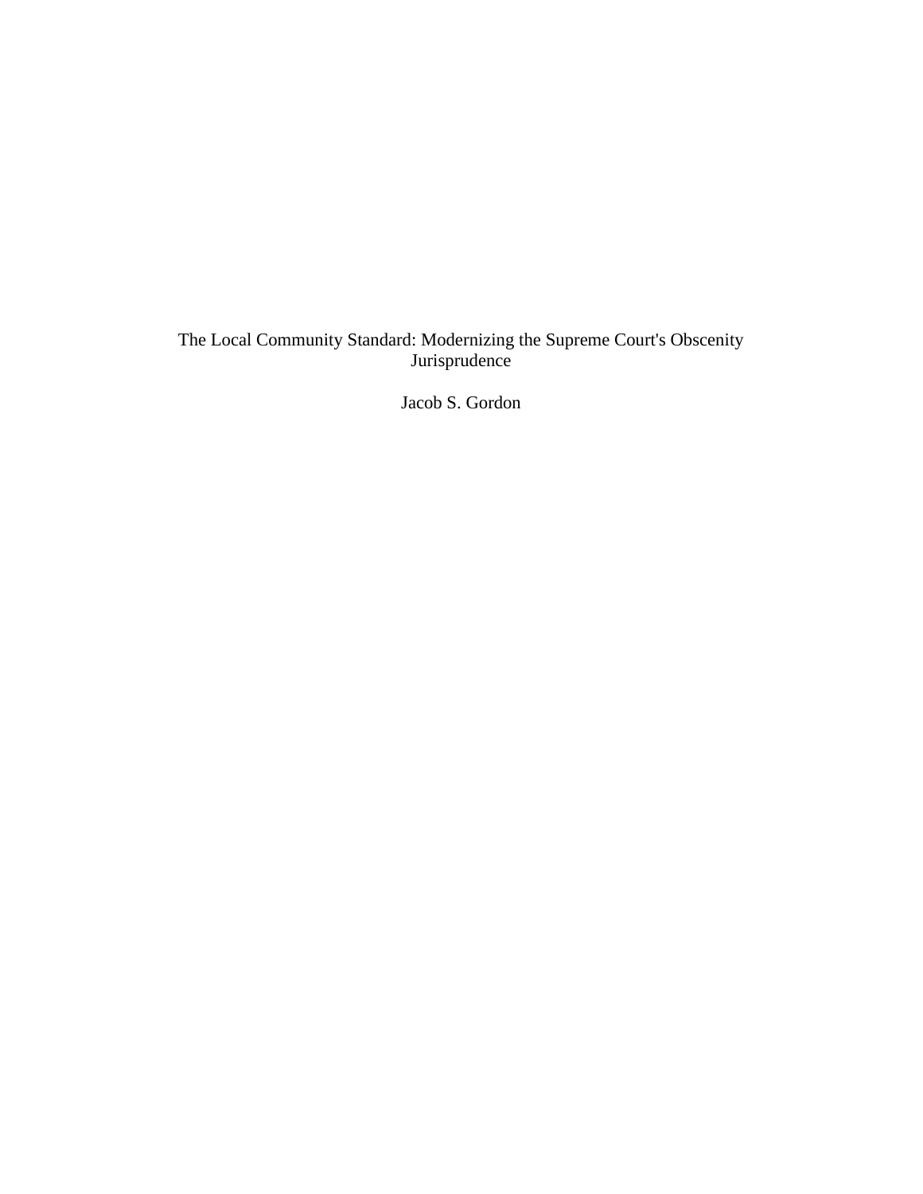# The Local Community Standard: Modernizing the Supreme Court's Obscenity Jurisprudence

Jacob S. Gordon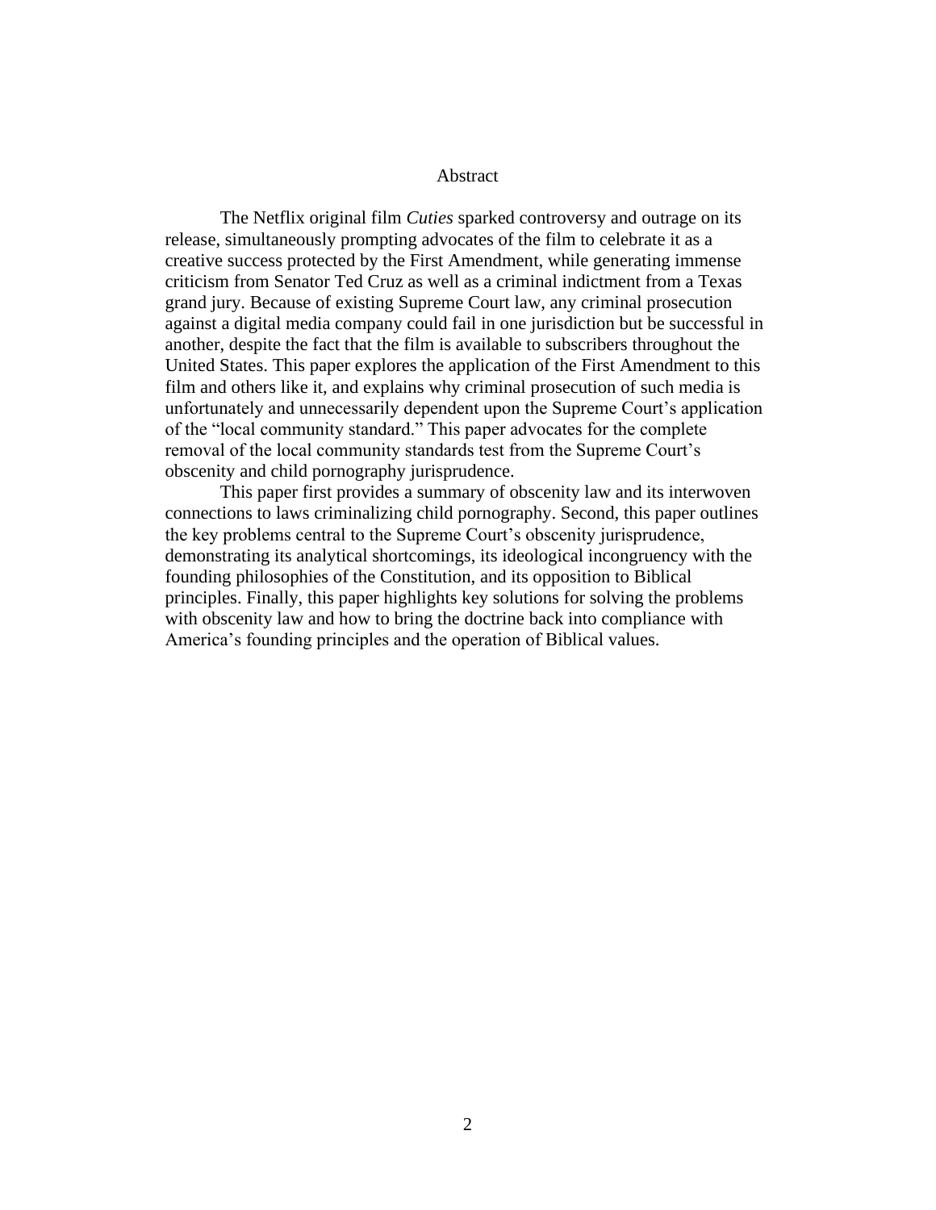# Abstract

The Netflix original film *Cuties* sparked controversy and outrage on its release, simultaneously prompting advocates of the film to celebrate it as a creative success protected by the First Amendment, while generating immense criticism from Senator Ted Cruz as well as a criminal indictment from a Texas grand jury. Because of existing Supreme Court law, any criminal prosecution against a digital media company could fail in one jurisdiction but be successful in another, despite the fact that the film is available to subscribers throughout the United States. This paper explores the application of the First Amendment to this film and others like it, and explains why criminal prosecution of such media is unfortunately and unnecessarily dependent upon the Supreme Court's application of the "local community standard." This paper advocates for the complete removal of the local community standards test from the Supreme Court's obscenity and child pornography jurisprudence.

This paper first provides a summary of obscenity law and its interwoven connections to laws criminalizing child pornography. Second, this paper outlines the key problems central to the Supreme Court's obscenity jurisprudence, demonstrating its analytical shortcomings, its ideological incongruency with the founding philosophies of the Constitution, and its opposition to Biblical principles. Finally, this paper highlights key solutions for solving the problems with obscenity law and how to bring the doctrine back into compliance with America's founding principles and the operation of Biblical values.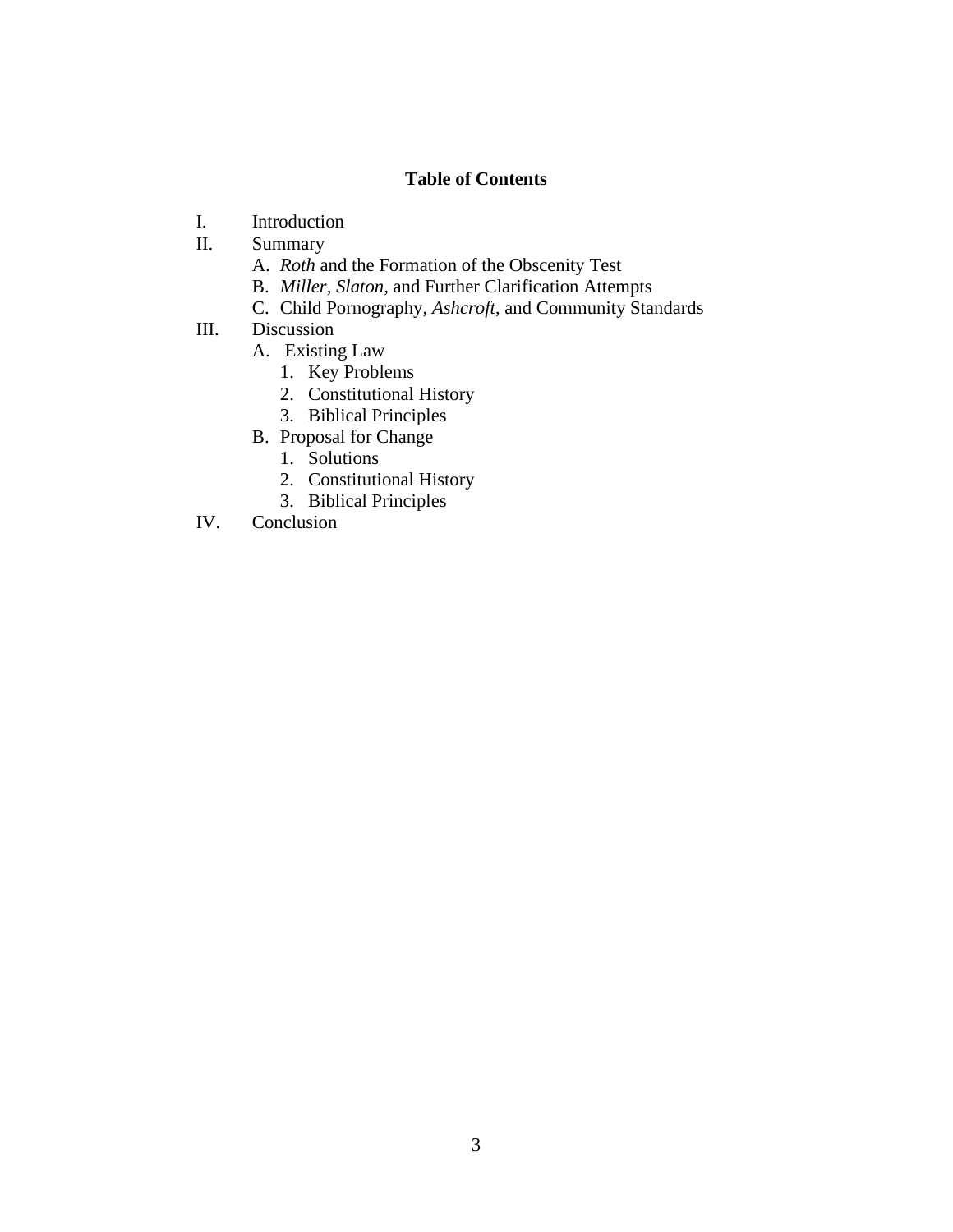**Table of Contents**

I. Introduction

II. Summary

   A. *Roth* and the Formation of the Obscenity Test

   B. *Miller*, *Slaton*, and Further Clarification Attempts

   C. Child Pornography, *Ashcroft*, and Community Standards

III. Discussion

   A. Existing Law

      1. Key Problems

      2. Constitutional History

      3. Biblical Principles

   B. Proposal for Change

      1. Solutions

      2. Constitutional History

      3. Biblical Principles

IV. Conclusion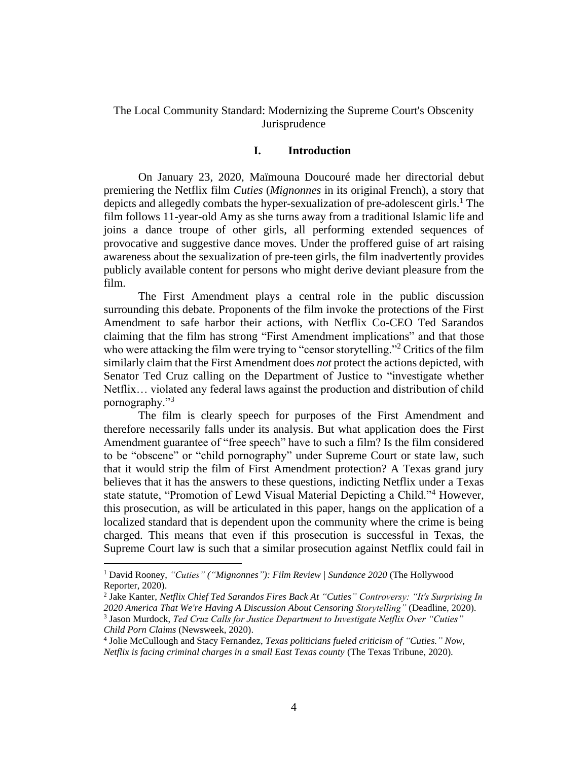The Local Community Standard: Modernizing the Supreme Court's Obscenity Jurisprudence

## I. Introduction

On January 23, 2020, Maïmouna Doucouré made her directorial debut premiering the Netflix film *Cuties* (*Mignonnes* in its original French), a story that depicts and allegedly combats the hyper-sexualization of pre-adolescent girls.[1] The film follows 11-year-old Amy as she turns away from a traditional Islamic life and joins a dance troupe of other girls, all performing extended sequences of provocative and suggestive dance moves. Under the proffered guise of art raising awareness about the sexualization of pre-teen girls, the film inadvertently provides publicly available content for persons who might derive deviant pleasure from the film.

The First Amendment plays a central role in the public discussion surrounding this debate. Proponents of the film invoke the protections of the First Amendment to safe harbor their actions, with Netflix Co-CEO Ted Sarandos claiming that the film has strong "First Amendment implications" and that those who were attacking the film were trying to "censor storytelling."[2] Critics of the film similarly claim that the First Amendment does *not* protect the actions depicted, with Senator Ted Cruz calling on the Department of Justice to "investigate whether Netflix… violated any federal laws against the production and distribution of child pornography."[3]

The film is clearly speech for purposes of the First Amendment and therefore necessarily falls under its analysis. But what application does the First Amendment guarantee of "free speech" have to such a film? Is the film considered to be "obscene" or "child pornography" under Supreme Court or state law, such that it would strip the film of First Amendment protection? A Texas grand jury believes that it has the answers to these questions, indicting Netflix under a Texas state statute, "Promotion of Lewd Visual Material Depicting a Child."[4] However, this prosecution, as will be articulated in this paper, hangs on the application of a localized standard that is dependent upon the community where the crime is being charged. This means that even if this prosecution is successful in Texas, the Supreme Court law is such that a similar prosecution against Netflix could fail in

---

[1] David Rooney, *"Cuties" ("Mignonnes"): Film Review | Sundance 2020* (The Hollywood Reporter, 2020).

[2] Jake Kanter, *Netflix Chief Ted Sarandos Fires Back At "Cuties" Controversy: "It's Surprising In 2020 America That We're Having A Discussion About Censoring Storytelling"* (Deadline, 2020).

[3] Jason Murdock, *Ted Cruz Calls for Justice Department to Investigate Netflix Over "Cuties" Child Porn Claims* (Newsweek, 2020).

[4] Jolie McCullough and Stacy Fernandez, *Texas politicians fueled criticism of "Cuties." Now, Netflix is facing criminal charges in a small East Texas county* (The Texas Tribune, 2020).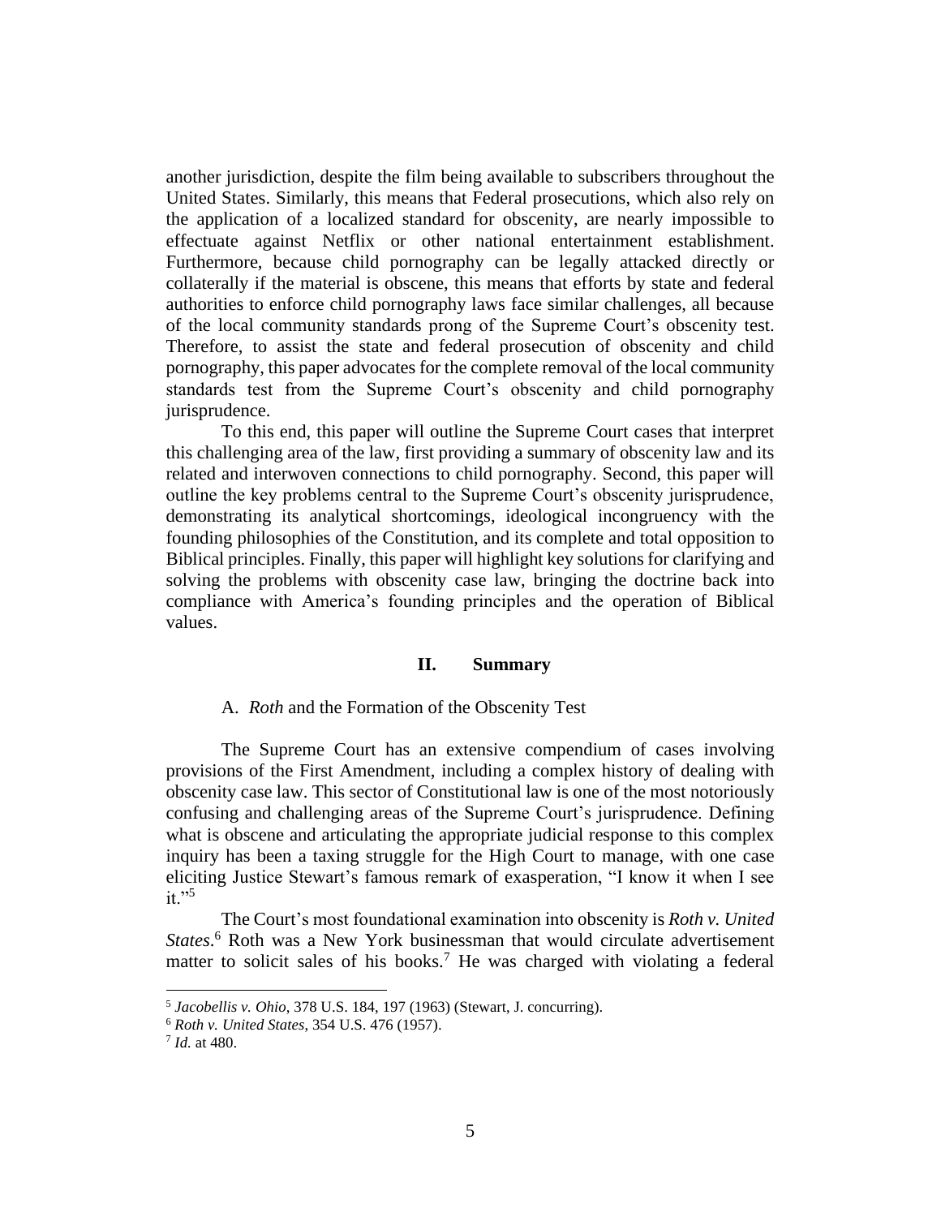another jurisdiction, despite the film being available to subscribers throughout the United States. Similarly, this means that Federal prosecutions, which also rely on the application of a localized standard for obscenity, are nearly impossible to effectuate against Netflix or other national entertainment establishment. Furthermore, because child pornography can be legally attacked directly or collaterally if the material is obscene, this means that efforts by state and federal authorities to enforce child pornography laws face similar challenges, all because of the local community standards prong of the Supreme Court's obscenity test. Therefore, to assist the state and federal prosecution of obscenity and child pornography, this paper advocates for the complete removal of the local community standards test from the Supreme Court's obscenity and child pornography jurisprudence.

To this end, this paper will outline the Supreme Court cases that interpret this challenging area of the law, first providing a summary of obscenity law and its related and interwoven connections to child pornography. Second, this paper will outline the key problems central to the Supreme Court's obscenity jurisprudence, demonstrating its analytical shortcomings, ideological incongruency with the founding philosophies of the Constitution, and its complete and total opposition to Biblical principles. Finally, this paper will highlight key solutions for clarifying and solving the problems with obscenity case law, bringing the doctrine back into compliance with America's founding principles and the operation of Biblical values.

## II. Summary

### A. *Roth* and the Formation of the Obscenity Test

The Supreme Court has an extensive compendium of cases involving provisions of the First Amendment, including a complex history of dealing with obscenity case law. This sector of Constitutional law is one of the most notoriously confusing and challenging areas of the Supreme Court's jurisprudence. Defining what is obscene and articulating the appropriate judicial response to this complex inquiry has been a taxing struggle for the High Court to manage, with one case eliciting Justice Stewart's famous remark of exasperation, "I know it when I see it."[5]

The Court's most foundational examination into obscenity is *Roth v. United States*.[6] Roth was a New York businessman that would circulate advertisement matter to solicit sales of his books.[7] He was charged with violating a federal

---

[5] *Jacobellis v. Ohio*, 378 U.S. 184, 197 (1963) (Stewart, J. concurring).

[6] *Roth v. United States*, 354 U.S. 476 (1957).

[7] *Id.* at 480.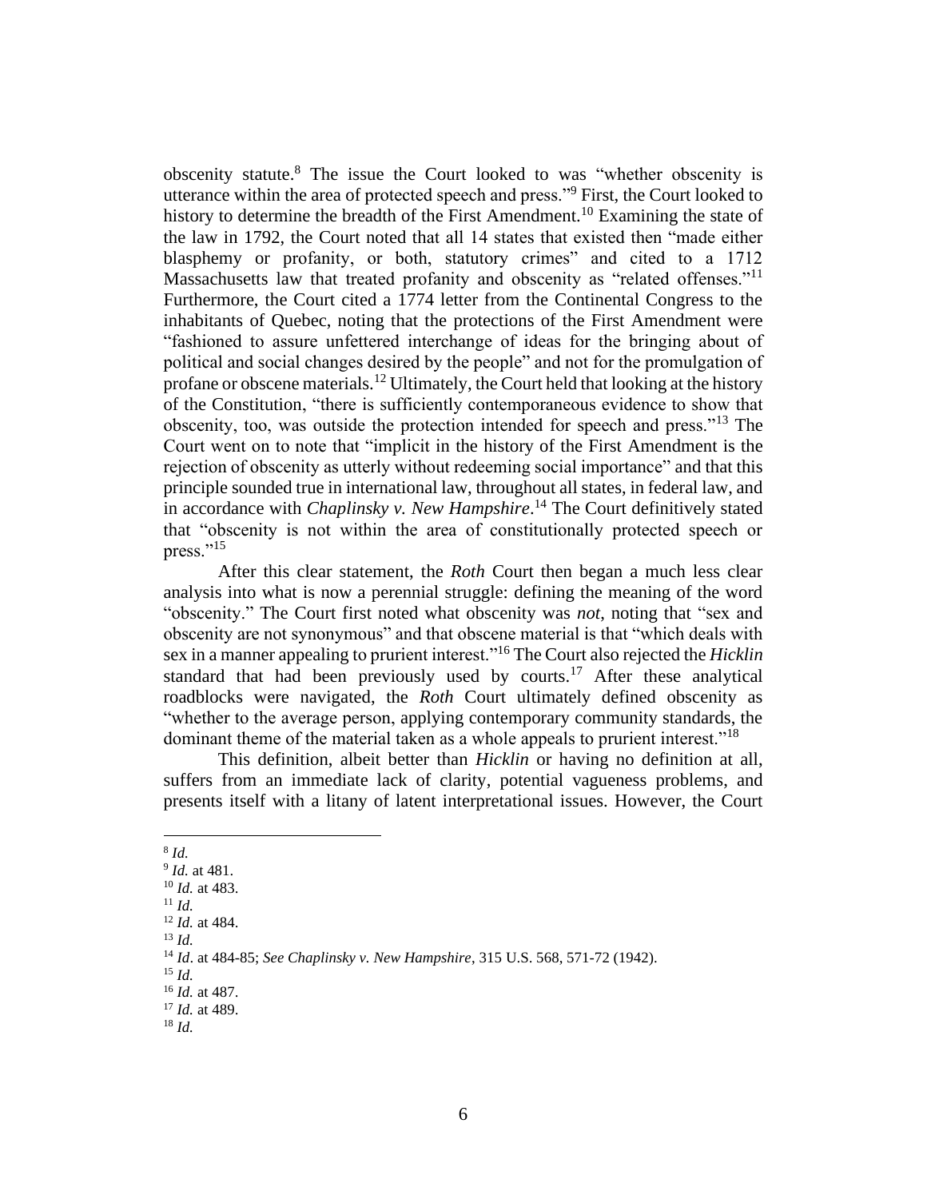obscenity statute.[8] The issue the Court looked to was "whether obscenity is utterance within the area of protected speech and press."[9] First, the Court looked to history to determine the breadth of the First Amendment.[10] Examining the state of the law in 1792, the Court noted that all 14 states that existed then "made either blasphemy or profanity, or both, statutory crimes" and cited to a 1712 Massachusetts law that treated profanity and obscenity as "related offenses."[11] Furthermore, the Court cited a 1774 letter from the Continental Congress to the inhabitants of Quebec, noting that the protections of the First Amendment were "fashioned to assure unfettered interchange of ideas for the bringing about of political and social changes desired by the people" and not for the promulgation of profane or obscene materials.[12] Ultimately, the Court held that looking at the history of the Constitution, "there is sufficiently contemporaneous evidence to show that obscenity, too, was outside the protection intended for speech and press."[13] The Court went on to note that "implicit in the history of the First Amendment is the rejection of obscenity as utterly without redeeming social importance" and that this principle sounded true in international law, throughout all states, in federal law, and in accordance with *Chaplinsky v. New Hampshire*.[14] The Court definitively stated that "obscenity is not within the area of constitutionally protected speech or press."[15]

After this clear statement, the *Roth* Court then began a much less clear analysis into what is now a perennial struggle: defining the meaning of the word "obscenity." The Court first noted what obscenity was *not*, noting that "sex and obscenity are not synonymous" and that obscene material is that "which deals with sex in a manner appealing to prurient interest."[16] The Court also rejected the *Hicklin* standard that had been previously used by courts.[17] After these analytical roadblocks were navigated, the *Roth* Court ultimately defined obscenity as "whether to the average person, applying contemporary community standards, the dominant theme of the material taken as a whole appeals to prurient interest."[18]

This definition, albeit better than *Hicklin* or having no definition at all, suffers from an immediate lack of clarity, potential vagueness problems, and presents itself with a litany of latent interpretational issues. However, the Court

---

[8] *Id.*
[9] *Id.* at 481.
[10] *Id.* at 483.
[11] *Id.*
[12] *Id.* at 484.
[13] *Id.*
[14] *Id*. at 484-85; *See Chaplinsky v. New Hampshire*, 315 U.S. 568, 571-72 (1942).
[15] *Id.*
[16] *Id.* at 487.
[17] *Id.* at 489.
[18] *Id.*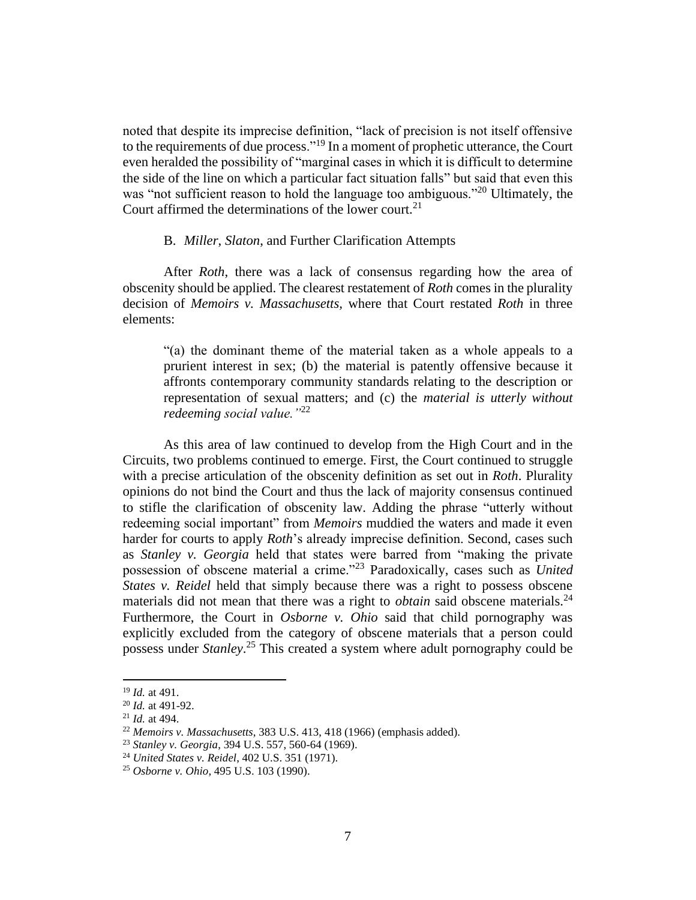noted that despite its imprecise definition, "lack of precision is not itself offensive to the requirements of due process."[19] In a moment of prophetic utterance, the Court even heralded the possibility of "marginal cases in which it is difficult to determine the side of the line on which a particular fact situation falls" but said that even this was "not sufficient reason to hold the language too ambiguous."[20] Ultimately, the Court affirmed the determinations of the lower court.[21]

### B. *Miller*, *Slaton*, and Further Clarification Attempts

After *Roth*, there was a lack of consensus regarding how the area of obscenity should be applied. The clearest restatement of *Roth* comes in the plurality decision of *Memoirs v. Massachusetts*, where that Court restated *Roth* in three elements:

> "(a) the dominant theme of the material taken as a whole appeals to a prurient interest in sex; (b) the material is patently offensive because it affronts contemporary community standards relating to the description or representation of sexual matters; and (c) the *material is utterly without redeeming social value."*[22]

As this area of law continued to develop from the High Court and in the Circuits, two problems continued to emerge. First, the Court continued to struggle with a precise articulation of the obscenity definition as set out in *Roth*. Plurality opinions do not bind the Court and thus the lack of majority consensus continued to stifle the clarification of obscenity law. Adding the phrase "utterly without redeeming social important" from *Memoirs* muddied the waters and made it even harder for courts to apply *Roth*'s already imprecise definition. Second, cases such as *Stanley v. Georgia* held that states were barred from "making the private possession of obscene material a crime."[23] Paradoxically, cases such as *United States v. Reidel* held that simply because there was a right to possess obscene materials did not mean that there was a right to *obtain* said obscene materials.[24] Furthermore, the Court in *Osborne v. Ohio* said that child pornography was explicitly excluded from the category of obscene materials that a person could possess under *Stanley*.[25] This created a system where adult pornography could be

---

[19] *Id.* at 491.

[20] *Id.* at 491-92.

[21] *Id.* at 494.

[22] *Memoirs v. Massachusetts*, 383 U.S. 413, 418 (1966) (emphasis added).

[23] *Stanley v. Georgia*, 394 U.S. 557, 560-64 (1969).

[24] *United States v. Reidel*, 402 U.S. 351 (1971).

[25] *Osborne v. Ohio*, 495 U.S. 103 (1990).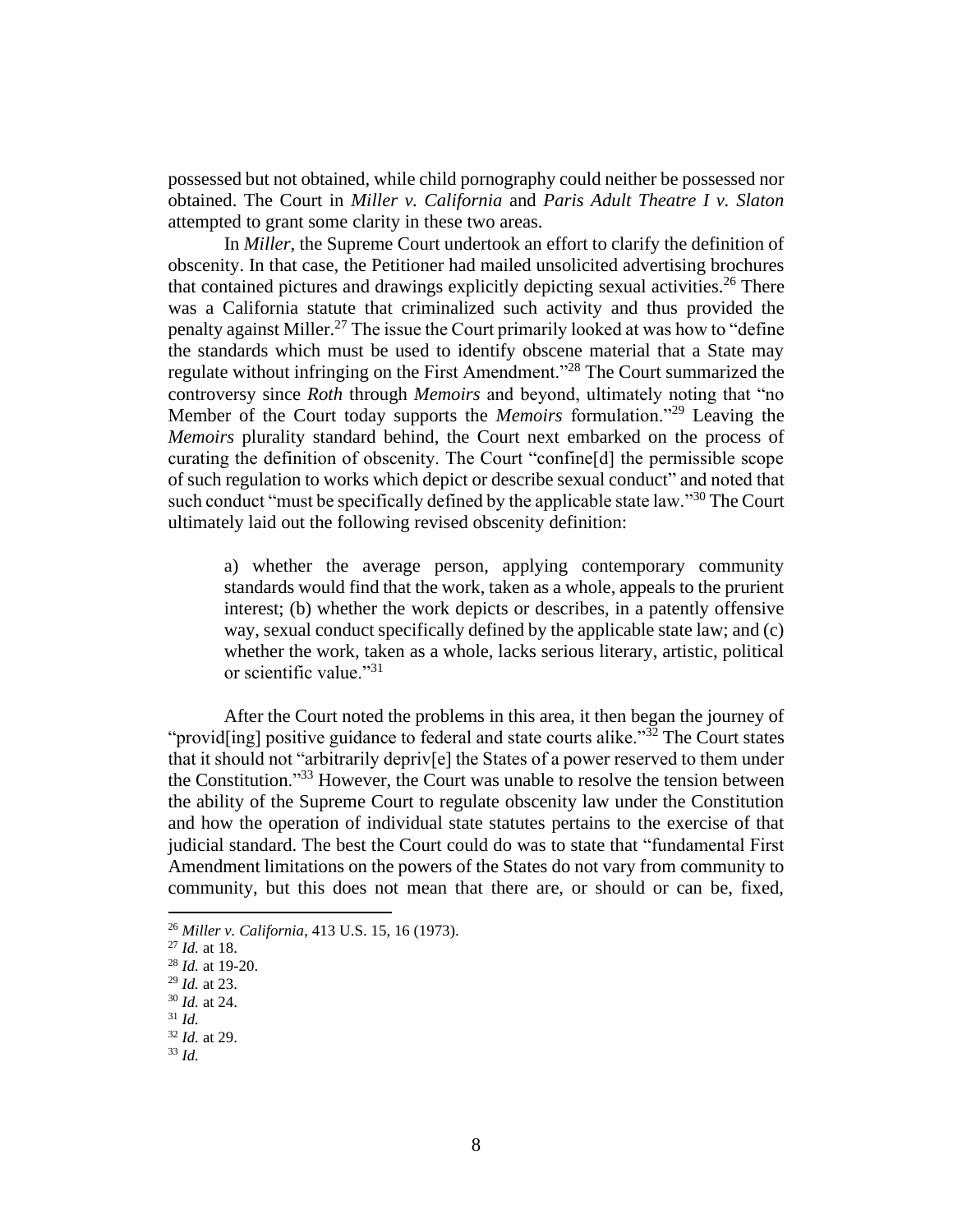possessed but not obtained, while child pornography could neither be possessed nor obtained. The Court in *Miller v. California* and *Paris Adult Theatre I v. Slaton* attempted to grant some clarity in these two areas.

In *Miller*, the Supreme Court undertook an effort to clarify the definition of obscenity. In that case, the Petitioner had mailed unsolicited advertising brochures that contained pictures and drawings explicitly depicting sexual activities.[26] There was a California statute that criminalized such activity and thus provided the penalty against Miller.[27] The issue the Court primarily looked at was how to "define the standards which must be used to identify obscene material that a State may regulate without infringing on the First Amendment."[28] The Court summarized the controversy since *Roth* through *Memoirs* and beyond, ultimately noting that "no Member of the Court today supports the *Memoirs* formulation."[29] Leaving the *Memoirs* plurality standard behind, the Court next embarked on the process of curating the definition of obscenity. The Court "confine[d] the permissible scope of such regulation to works which depict or describe sexual conduct" and noted that such conduct "must be specifically defined by the applicable state law."[30] The Court ultimately laid out the following revised obscenity definition:

> a) whether the average person, applying contemporary community standards would find that the work, taken as a whole, appeals to the prurient interest; (b) whether the work depicts or describes, in a patently offensive way, sexual conduct specifically defined by the applicable state law; and (c) whether the work, taken as a whole, lacks serious literary, artistic, political or scientific value."[31]

After the Court noted the problems in this area, it then began the journey of "provid[ing] positive guidance to federal and state courts alike."[32] The Court states that it should not "arbitrarily depriv[e] the States of a power reserved to them under the Constitution."[33] However, the Court was unable to resolve the tension between the ability of the Supreme Court to regulate obscenity law under the Constitution and how the operation of individual state statutes pertains to the exercise of that judicial standard. The best the Court could do was to state that "fundamental First Amendment limitations on the powers of the States do not vary from community to community, but this does not mean that there are, or should or can be, fixed,

---

[26] *Miller v. California*, 413 U.S. 15, 16 (1973).
[27] *Id.* at 18.
[28] *Id.* at 19-20.
[29] *Id.* at 23.
[30] *Id.* at 24.
[31] *Id.*
[32] *Id.* at 29.
[33] *Id.*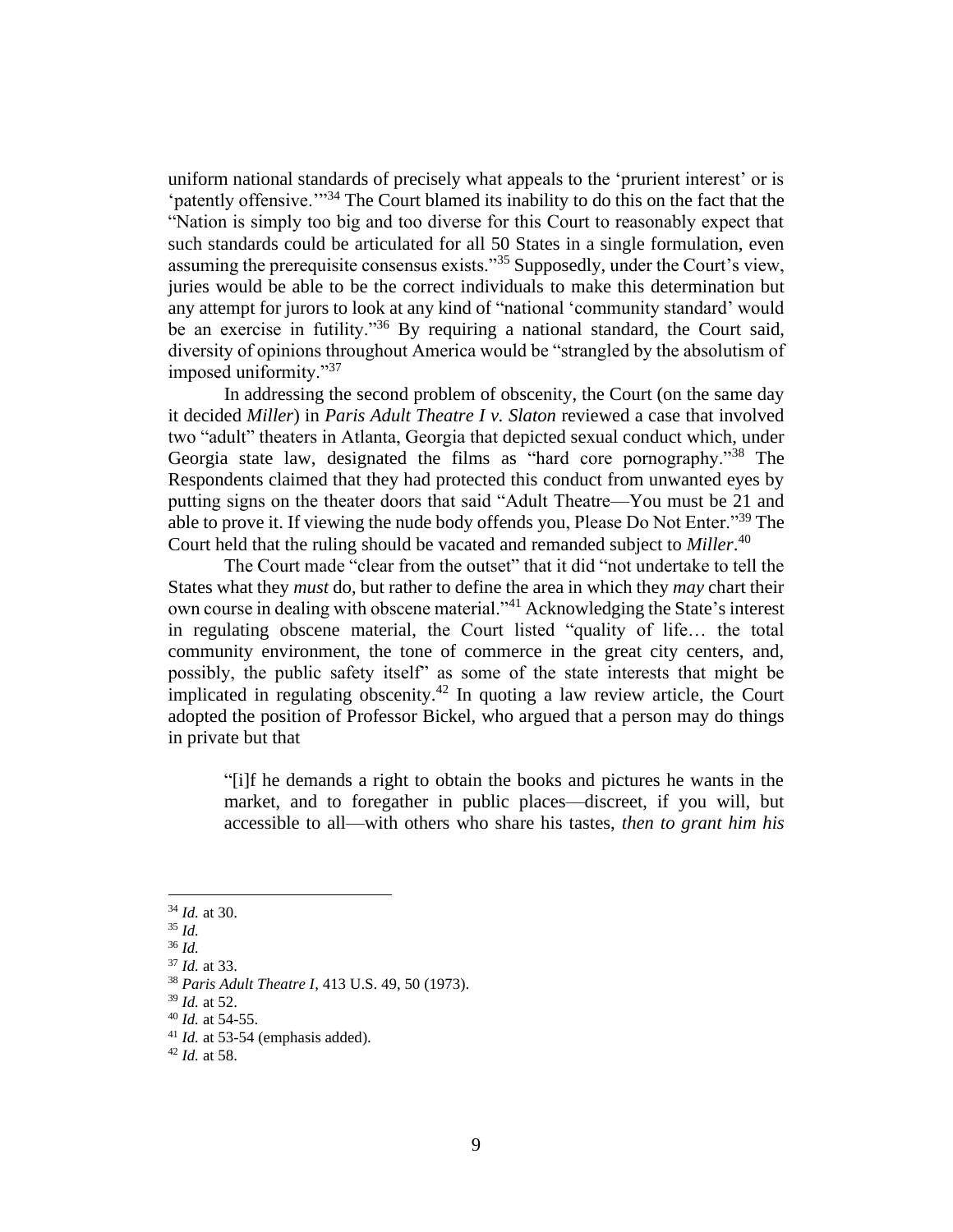uniform national standards of precisely what appeals to the 'prurient interest' or is 'patently offensive.'"[34] The Court blamed its inability to do this on the fact that the "Nation is simply too big and too diverse for this Court to reasonably expect that such standards could be articulated for all 50 States in a single formulation, even assuming the prerequisite consensus exists."[35] Supposedly, under the Court's view, juries would be able to be the correct individuals to make this determination but any attempt for jurors to look at any kind of "national 'community standard' would be an exercise in futility."[36] By requiring a national standard, the Court said, diversity of opinions throughout America would be "strangled by the absolutism of imposed uniformity."[37]

In addressing the second problem of obscenity, the Court (on the same day it decided *Miller*) in *Paris Adult Theatre I v. Slaton* reviewed a case that involved two "adult" theaters in Atlanta, Georgia that depicted sexual conduct which, under Georgia state law, designated the films as "hard core pornography."[38] The Respondents claimed that they had protected this conduct from unwanted eyes by putting signs on the theater doors that said "Adult Theatre—You must be 21 and able to prove it. If viewing the nude body offends you, Please Do Not Enter."[39] The Court held that the ruling should be vacated and remanded subject to *Miller*.[40]

The Court made "clear from the outset" that it did "not undertake to tell the States what they *must* do, but rather to define the area in which they *may* chart their own course in dealing with obscene material."[41] Acknowledging the State's interest in regulating obscene material, the Court listed "quality of life… the total community environment, the tone of commerce in the great city centers, and, possibly, the public safety itself" as some of the state interests that might be implicated in regulating obscenity.[42] In quoting a law review article, the Court adopted the position of Professor Bickel, who argued that a person may do things in private but that

> "[i]f he demands a right to obtain the books and pictures he wants in the market, and to foregather in public places—discreet, if you will, but accessible to all—with others who share his tastes, *then to grant him his*

---

[34] *Id.* at 30.
[35] *Id.*
[36] *Id.*
[37] *Id.* at 33.
[38] *Paris Adult Theatre I*, 413 U.S. 49, 50 (1973).
[39] *Id.* at 52.
[40] *Id.* at 54-55.
[41] *Id.* at 53-54 (emphasis added).
[42] *Id.* at 58.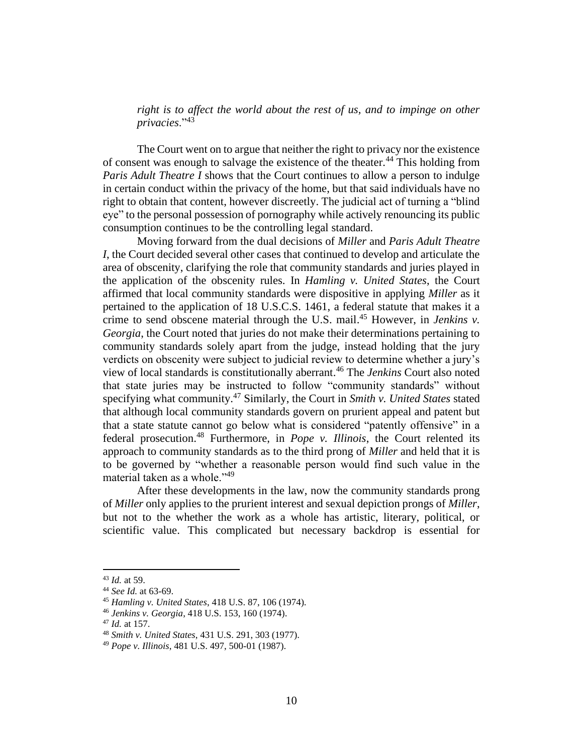*right is to affect the world about the rest of us, and to impinge on other privacies*."[43]

The Court went on to argue that neither the right to privacy nor the existence of consent was enough to salvage the existence of the theater.[44] This holding from *Paris Adult Theatre I* shows that the Court continues to allow a person to indulge in certain conduct within the privacy of the home, but that said individuals have no right to obtain that content, however discreetly. The judicial act of turning a "blind eye" to the personal possession of pornography while actively renouncing its public consumption continues to be the controlling legal standard.

Moving forward from the dual decisions of *Miller* and *Paris Adult Theatre I*, the Court decided several other cases that continued to develop and articulate the area of obscenity, clarifying the role that community standards and juries played in the application of the obscenity rules. In *Hamling v. United States*, the Court affirmed that local community standards were dispositive in applying *Miller* as it pertained to the application of 18 U.S.C.S. 1461, a federal statute that makes it a crime to send obscene material through the U.S. mail.[45] However, in *Jenkins v. Georgia*, the Court noted that juries do not make their determinations pertaining to community standards solely apart from the judge, instead holding that the jury verdicts on obscenity were subject to judicial review to determine whether a jury's view of local standards is constitutionally aberrant.[46] The *Jenkins* Court also noted that state juries may be instructed to follow "community standards" without specifying what community.[47] Similarly, the Court in *Smith v. United States* stated that although local community standards govern on prurient appeal and patent but that a state statute cannot go below what is considered "patently offensive" in a federal prosecution.[48] Furthermore, in *Pope v. Illinois*, the Court relented its approach to community standards as to the third prong of *Miller* and held that it is to be governed by "whether a reasonable person would find such value in the material taken as a whole."[49]

After these developments in the law, now the community standards prong of *Miller* only applies to the prurient interest and sexual depiction prongs of *Miller*, but not to the whether the work as a whole has artistic, literary, political, or scientific value. This complicated but necessary backdrop is essential for

---

[43] *Id.* at 59.
[44] *See Id.* at 63-69.
[45] *Hamling v. United States*, 418 U.S. 87, 106 (1974).
[46] *Jenkins v. Georgia*, 418 U.S. 153, 160 (1974).
[47] *Id.* at 157.
[48] *Smith v. United States*, 431 U.S. 291, 303 (1977).
[49] *Pope v. Illinois*, 481 U.S. 497, 500-01 (1987).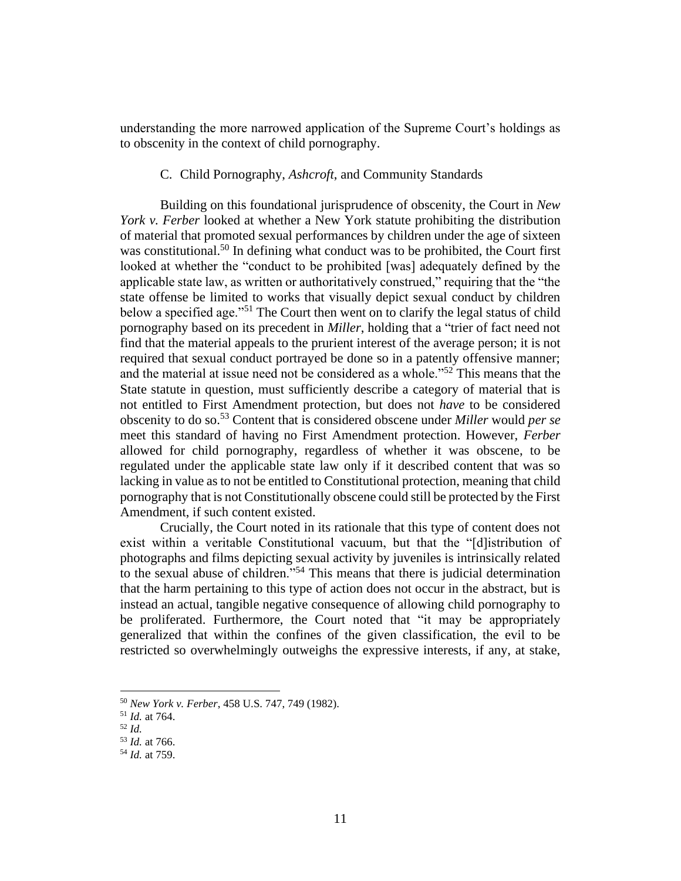understanding the more narrowed application of the Supreme Court's holdings as to obscenity in the context of child pornography.

### C. Child Pornography, *Ashcroft*, and Community Standards

Building on this foundational jurisprudence of obscenity, the Court in *New York v. Ferber* looked at whether a New York statute prohibiting the distribution of material that promoted sexual performances by children under the age of sixteen was constitutional.[50] In defining what conduct was to be prohibited, the Court first looked at whether the "conduct to be prohibited [was] adequately defined by the applicable state law, as written or authoritatively construed," requiring that the "the state offense be limited to works that visually depict sexual conduct by children below a specified age."[51] The Court then went on to clarify the legal status of child pornography based on its precedent in *Miller*, holding that a "trier of fact need not find that the material appeals to the prurient interest of the average person; it is not required that sexual conduct portrayed be done so in a patently offensive manner; and the material at issue need not be considered as a whole."[52] This means that the State statute in question, must sufficiently describe a category of material that is not entitled to First Amendment protection, but does not *have* to be considered obscenity to do so.[53] Content that is considered obscene under *Miller* would *per se* meet this standard of having no First Amendment protection. However, *Ferber* allowed for child pornography, regardless of whether it was obscene, to be regulated under the applicable state law only if it described content that was so lacking in value as to not be entitled to Constitutional protection, meaning that child pornography that is not Constitutionally obscene could still be protected by the First Amendment, if such content existed.

Crucially, the Court noted in its rationale that this type of content does not exist within a veritable Constitutional vacuum, but that the "[d]istribution of photographs and films depicting sexual activity by juveniles is intrinsically related to the sexual abuse of children."[54] This means that there is judicial determination that the harm pertaining to this type of action does not occur in the abstract, but is instead an actual, tangible negative consequence of allowing child pornography to be proliferated. Furthermore, the Court noted that "it may be appropriately generalized that within the confines of the given classification, the evil to be restricted so overwhelmingly outweighs the expressive interests, if any, at stake,

---

[50] *New York v. Ferber*, 458 U.S. 747, 749 (1982).

[51] *Id.* at 764.

[52] *Id.*

[53] *Id.* at 766.

[54] *Id.* at 759.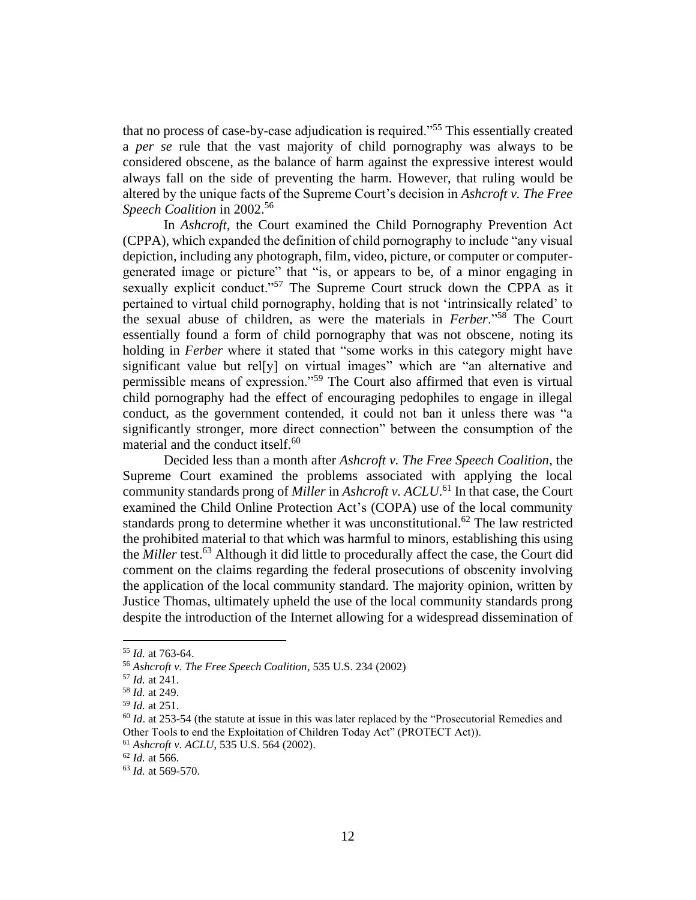that no process of case-by-case adjudication is required."[55] This essentially created a *per se* rule that the vast majority of child pornography was always to be considered obscene, as the balance of harm against the expressive interest would always fall on the side of preventing the harm. However, that ruling would be altered by the unique facts of the Supreme Court's decision in *Ashcroft v. The Free Speech Coalition* in 2002.[56]

In *Ashcroft*, the Court examined the Child Pornography Prevention Act (CPPA), which expanded the definition of child pornography to include "any visual depiction, including any photograph, film, video, picture, or computer or computer-generated image or picture" that "is, or appears to be, of a minor engaging in sexually explicit conduct."[57] The Supreme Court struck down the CPPA as it pertained to virtual child pornography, holding that is not 'intrinsically related' to the sexual abuse of children, as were the materials in *Ferber*."[58] The Court essentially found a form of child pornography that was not obscene, noting its holding in *Ferber* where it stated that "some works in this category might have significant value but rel[y] on virtual images" which are "an alternative and permissible means of expression."[59] The Court also affirmed that even is virtual child pornography had the effect of encouraging pedophiles to engage in illegal conduct, as the government contended, it could not ban it unless there was "a significantly stronger, more direct connection" between the consumption of the material and the conduct itself.[60]

Decided less than a month after *Ashcroft v. The Free Speech Coalition*, the Supreme Court examined the problems associated with applying the local community standards prong of *Miller* in *Ashcroft v. ACLU*.[61] In that case, the Court examined the Child Online Protection Act's (COPA) use of the local community standards prong to determine whether it was unconstitutional.[62] The law restricted the prohibited material to that which was harmful to minors, establishing this using the *Miller* test.[63] Although it did little to procedurally affect the case, the Court did comment on the claims regarding the federal prosecutions of obscenity involving the application of the local community standard. The majority opinion, written by Justice Thomas, ultimately upheld the use of the local community standards prong despite the introduction of the Internet allowing for a widespread dissemination of

---

[55] *Id.* at 763-64.

[56] *Ashcroft v. The Free Speech Coalition*, 535 U.S. 234 (2002)

[57] *Id.* at 241.

[58] *Id.* at 249.

[59] *Id.* at 251.

[60] *Id*. at 253-54 (the statute at issue in this was later replaced by the "Prosecutorial Remedies and Other Tools to end the Exploitation of Children Today Act" (PROTECT Act)).

[61] *Ashcroft v. ACLU*, 535 U.S. 564 (2002).

[62] *Id.* at 566.

[63] *Id.* at 569-570.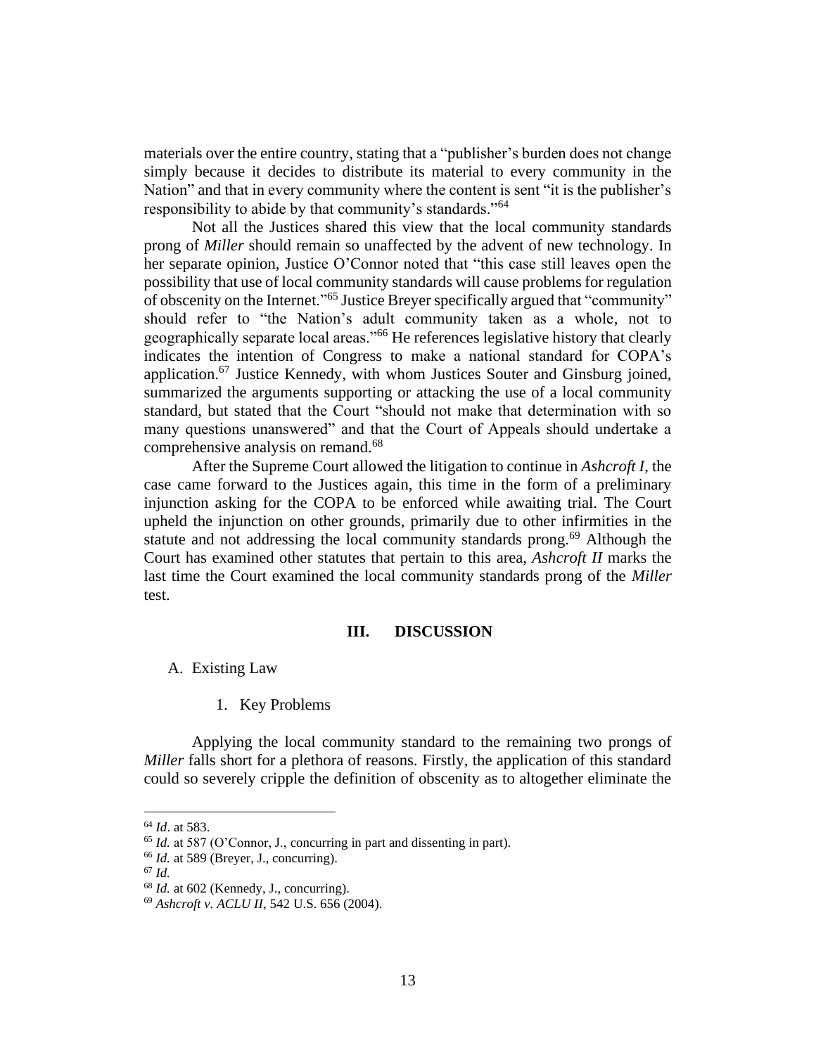materials over the entire country, stating that a "publisher's burden does not change simply because it decides to distribute its material to every community in the Nation" and that in every community where the content is sent "it is the publisher's responsibility to abide by that community's standards."[64]

Not all the Justices shared this view that the local community standards prong of *Miller* should remain so unaffected by the advent of new technology. In her separate opinion, Justice O'Connor noted that "this case still leaves open the possibility that use of local community standards will cause problems for regulation of obscenity on the Internet."[65] Justice Breyer specifically argued that "community" should refer to "the Nation's adult community taken as a whole, not to geographically separate local areas."[66] He references legislative history that clearly indicates the intention of Congress to make a national standard for COPA's application.[67] Justice Kennedy, with whom Justices Souter and Ginsburg joined, summarized the arguments supporting or attacking the use of a local community standard, but stated that the Court "should not make that determination with so many questions unanswered" and that the Court of Appeals should undertake a comprehensive analysis on remand.[68]

After the Supreme Court allowed the litigation to continue in *Ashcroft I*, the case came forward to the Justices again, this time in the form of a preliminary injunction asking for the COPA to be enforced while awaiting trial. The Court upheld the injunction on other grounds, primarily due to other infirmities in the statute and not addressing the local community standards prong.[69] Although the Court has examined other statutes that pertain to this area, *Ashcroft II* marks the last time the Court examined the local community standards prong of the *Miller* test.

## III. DISCUSSION

### A. Existing Law

#### 1. Key Problems

Applying the local community standard to the remaining two prongs of *Miller* falls short for a plethora of reasons. Firstly, the application of this standard could so severely cripple the definition of obscenity as to altogether eliminate the

---

[64] *Id*. at 583.

[65] *Id.* at 587 (O'Connor, J., concurring in part and dissenting in part).

[66] *Id.* at 589 (Breyer, J., concurring).

[67] *Id.*

[68] *Id.* at 602 (Kennedy, J., concurring).

[69] *Ashcroft v. ACLU II*, 542 U.S. 656 (2004).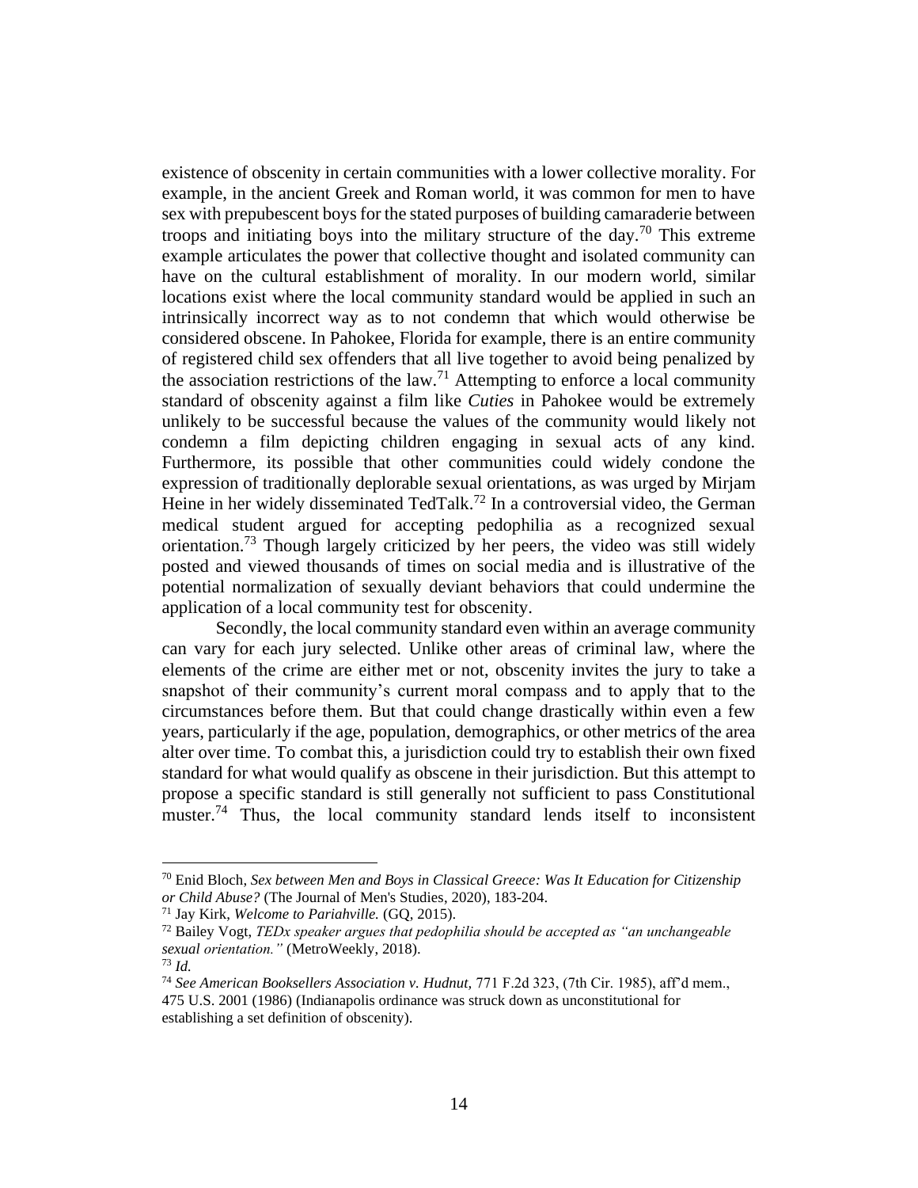existence of obscenity in certain communities with a lower collective morality. For example, in the ancient Greek and Roman world, it was common for men to have sex with prepubescent boys for the stated purposes of building camaraderie between troops and initiating boys into the military structure of the day.[70] This extreme example articulates the power that collective thought and isolated community can have on the cultural establishment of morality. In our modern world, similar locations exist where the local community standard would be applied in such an intrinsically incorrect way as to not condemn that which would otherwise be considered obscene. In Pahokee, Florida for example, there is an entire community of registered child sex offenders that all live together to avoid being penalized by the association restrictions of the law.[71] Attempting to enforce a local community standard of obscenity against a film like *Cuties* in Pahokee would be extremely unlikely to be successful because the values of the community would likely not condemn a film depicting children engaging in sexual acts of any kind. Furthermore, its possible that other communities could widely condone the expression of traditionally deplorable sexual orientations, as was urged by Mirjam Heine in her widely disseminated TedTalk.[72] In a controversial video, the German medical student argued for accepting pedophilia as a recognized sexual orientation.[73] Though largely criticized by her peers, the video was still widely posted and viewed thousands of times on social media and is illustrative of the potential normalization of sexually deviant behaviors that could undermine the application of a local community test for obscenity.

Secondly, the local community standard even within an average community can vary for each jury selected. Unlike other areas of criminal law, where the elements of the crime are either met or not, obscenity invites the jury to take a snapshot of their community's current moral compass and to apply that to the circumstances before them. But that could change drastically within even a few years, particularly if the age, population, demographics, or other metrics of the area alter over time. To combat this, a jurisdiction could try to establish their own fixed standard for what would qualify as obscene in their jurisdiction. But this attempt to propose a specific standard is still generally not sufficient to pass Constitutional muster.[74] Thus, the local community standard lends itself to inconsistent

---

[70] Enid Bloch, *Sex between Men and Boys in Classical Greece: Was It Education for Citizenship or Child Abuse?* (The Journal of Men's Studies, 2020), 183-204.

[71] Jay Kirk, *Welcome to Pariahville.* (GQ, 2015).

[72] Bailey Vogt, *TEDx speaker argues that pedophilia should be accepted as "an unchangeable sexual orientation."* (MetroWeekly, 2018).

[73] *Id.*

[74] *See American Booksellers Association v. Hudnut*, 771 F.2d 323, (7th Cir. 1985), aff'd mem., 475 U.S. 2001 (1986) (Indianapolis ordinance was struck down as unconstitutional for establishing a set definition of obscenity).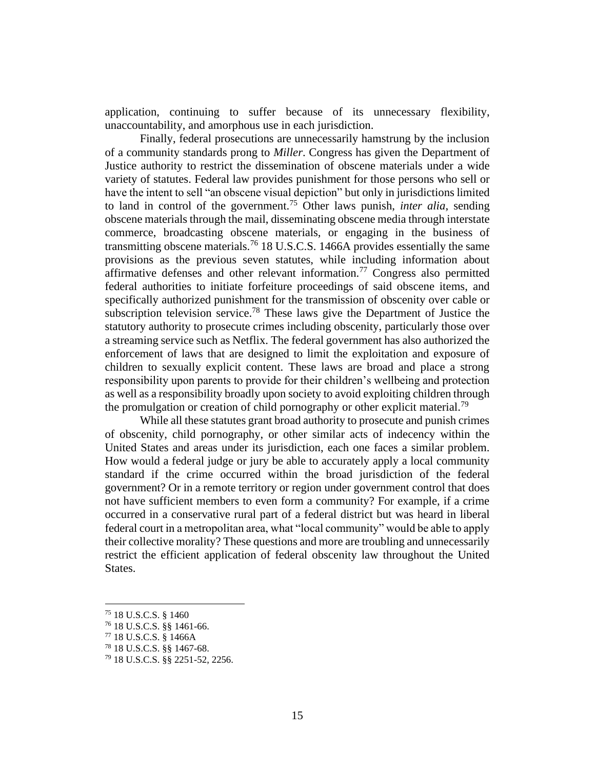application, continuing to suffer because of its unnecessary flexibility, unaccountability, and amorphous use in each jurisdiction.

Finally, federal prosecutions are unnecessarily hamstrung by the inclusion of a community standards prong to *Miller*. Congress has given the Department of Justice authority to restrict the dissemination of obscene materials under a wide variety of statutes. Federal law provides punishment for those persons who sell or have the intent to sell "an obscene visual depiction" but only in jurisdictions limited to land in control of the government.[75] Other laws punish, *inter alia*, sending obscene materials through the mail, disseminating obscene media through interstate commerce, broadcasting obscene materials, or engaging in the business of transmitting obscene materials.[76] 18 U.S.C.S. 1466A provides essentially the same provisions as the previous seven statutes, while including information about affirmative defenses and other relevant information.[77] Congress also permitted federal authorities to initiate forfeiture proceedings of said obscene items, and specifically authorized punishment for the transmission of obscenity over cable or subscription television service.[78] These laws give the Department of Justice the statutory authority to prosecute crimes including obscenity, particularly those over a streaming service such as Netflix. The federal government has also authorized the enforcement of laws that are designed to limit the exploitation and exposure of children to sexually explicit content. These laws are broad and place a strong responsibility upon parents to provide for their children's wellbeing and protection as well as a responsibility broadly upon society to avoid exploiting children through the promulgation or creation of child pornography or other explicit material.[79]

While all these statutes grant broad authority to prosecute and punish crimes of obscenity, child pornography, or other similar acts of indecency within the United States and areas under its jurisdiction, each one faces a similar problem. How would a federal judge or jury be able to accurately apply a local community standard if the crime occurred within the broad jurisdiction of the federal government? Or in a remote territory or region under government control that does not have sufficient members to even form a community? For example, if a crime occurred in a conservative rural part of a federal district but was heard in liberal federal court in a metropolitan area, what "local community" would be able to apply their collective morality? These questions and more are troubling and unnecessarily restrict the efficient application of federal obscenity law throughout the United States.

---

[75] 18 U.S.C.S. § 1460

[76] 18 U.S.C.S. §§ 1461-66.

[77] 18 U.S.C.S. § 1466A

[78] 18 U.S.C.S. §§ 1467-68.

[79] 18 U.S.C.S. §§ 2251-52, 2256.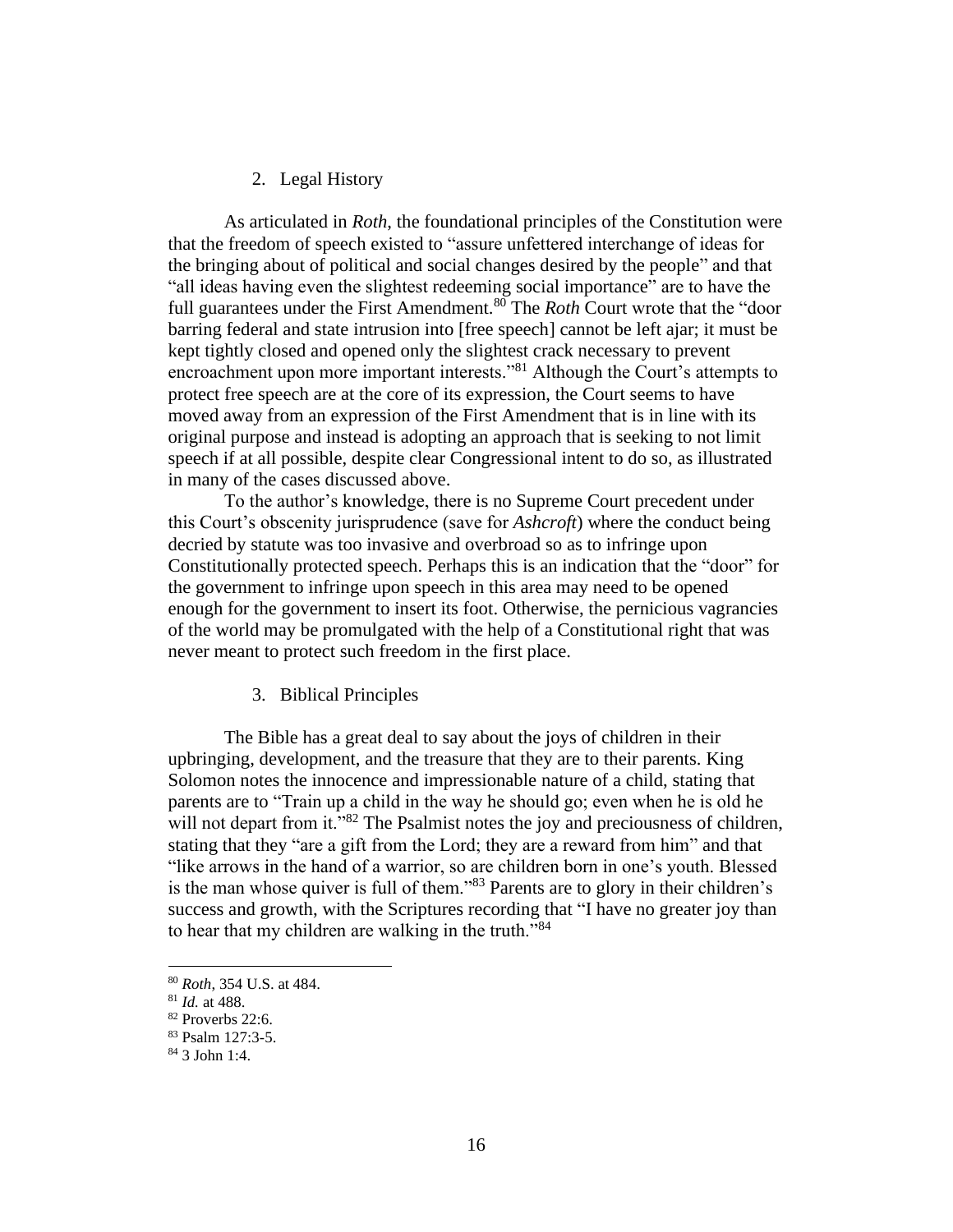### 2. Legal History

As articulated in *Roth*, the foundational principles of the Constitution were that the freedom of speech existed to "assure unfettered interchange of ideas for the bringing about of political and social changes desired by the people" and that "all ideas having even the slightest redeeming social importance" are to have the full guarantees under the First Amendment.[80] The *Roth* Court wrote that the "door barring federal and state intrusion into [free speech] cannot be left ajar; it must be kept tightly closed and opened only the slightest crack necessary to prevent encroachment upon more important interests."[81] Although the Court's attempts to protect free speech are at the core of its expression, the Court seems to have moved away from an expression of the First Amendment that is in line with its original purpose and instead is adopting an approach that is seeking to not limit speech if at all possible, despite clear Congressional intent to do so, as illustrated in many of the cases discussed above.

To the author's knowledge, there is no Supreme Court precedent under this Court's obscenity jurisprudence (save for *Ashcroft*) where the conduct being decried by statute was too invasive and overbroad so as to infringe upon Constitutionally protected speech. Perhaps this is an indication that the "door" for the government to infringe upon speech in this area may need to be opened enough for the government to insert its foot. Otherwise, the pernicious vagrancies of the world may be promulgated with the help of a Constitutional right that was never meant to protect such freedom in the first place.

### 3. Biblical Principles

The Bible has a great deal to say about the joys of children in their upbringing, development, and the treasure that they are to their parents. King Solomon notes the innocence and impressionable nature of a child, stating that parents are to "Train up a child in the way he should go; even when he is old he will not depart from it."[82] The Psalmist notes the joy and preciousness of children, stating that they "are a gift from the Lord; they are a reward from him" and that "like arrows in the hand of a warrior, so are children born in one's youth. Blessed is the man whose quiver is full of them."[83] Parents are to glory in their children's success and growth, with the Scriptures recording that "I have no greater joy than to hear that my children are walking in the truth."[84]

---

[80] *Roth*, 354 U.S. at 484.

[81] *Id.* at 488.

[82] Proverbs 22:6.

[83] Psalm 127:3-5.

[84] 3 John 1:4.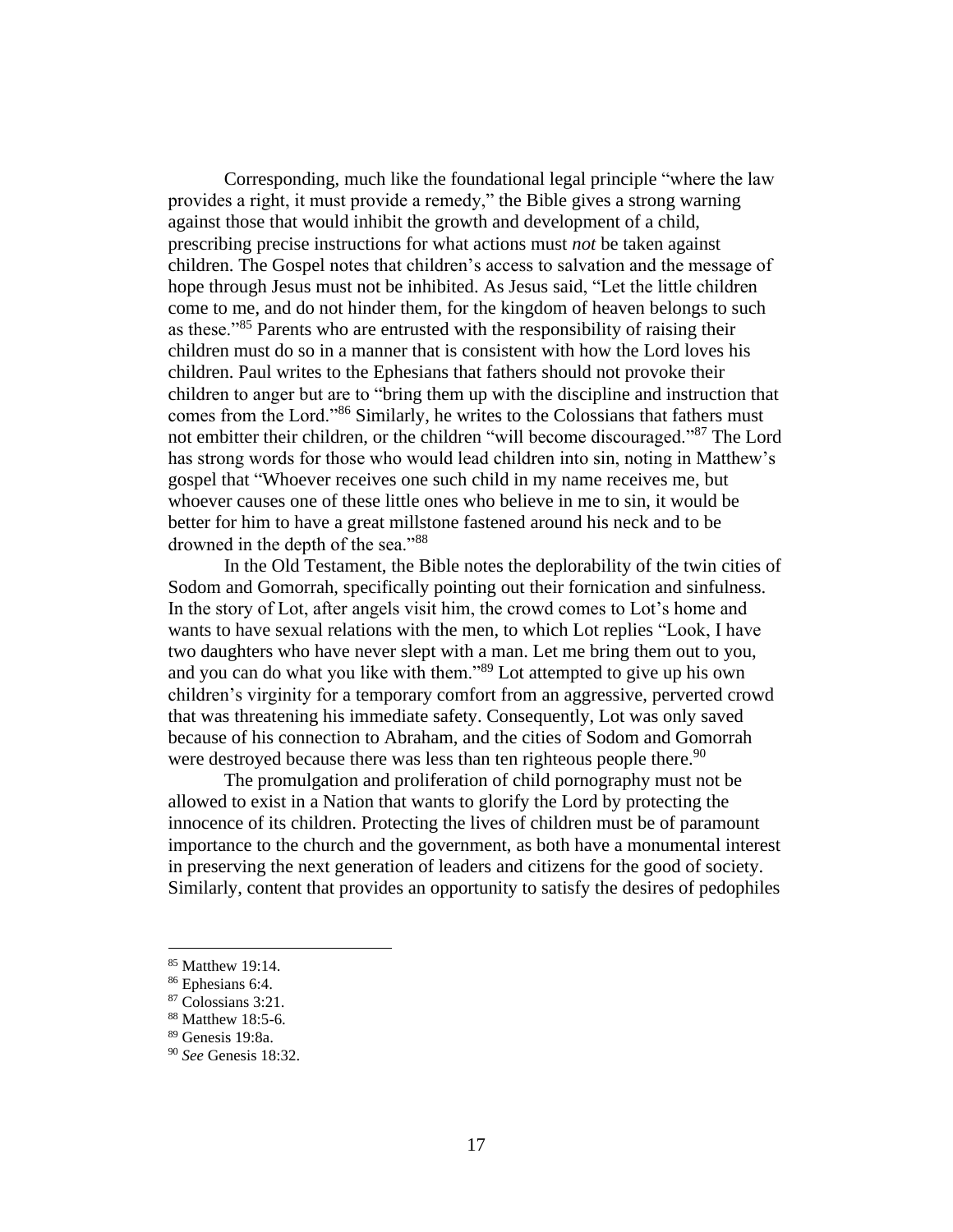Corresponding, much like the foundational legal principle "where the law provides a right, it must provide a remedy," the Bible gives a strong warning against those that would inhibit the growth and development of a child, prescribing precise instructions for what actions must *not* be taken against children. The Gospel notes that children's access to salvation and the message of hope through Jesus must not be inhibited. As Jesus said, "Let the little children come to me, and do not hinder them, for the kingdom of heaven belongs to such as these."[85] Parents who are entrusted with the responsibility of raising their children must do so in a manner that is consistent with how the Lord loves his children. Paul writes to the Ephesians that fathers should not provoke their children to anger but are to "bring them up with the discipline and instruction that comes from the Lord."[86] Similarly, he writes to the Colossians that fathers must not embitter their children, or the children "will become discouraged."[87] The Lord has strong words for those who would lead children into sin, noting in Matthew's gospel that "Whoever receives one such child in my name receives me, but whoever causes one of these little ones who believe in me to sin, it would be better for him to have a great millstone fastened around his neck and to be drowned in the depth of the sea."[88]

In the Old Testament, the Bible notes the deplorability of the twin cities of Sodom and Gomorrah, specifically pointing out their fornication and sinfulness. In the story of Lot, after angels visit him, the crowd comes to Lot's home and wants to have sexual relations with the men, to which Lot replies "Look, I have two daughters who have never slept with a man. Let me bring them out to you, and you can do what you like with them."[89] Lot attempted to give up his own children's virginity for a temporary comfort from an aggressive, perverted crowd that was threatening his immediate safety. Consequently, Lot was only saved because of his connection to Abraham, and the cities of Sodom and Gomorrah were destroyed because there was less than ten righteous people there.[90]

The promulgation and proliferation of child pornography must not be allowed to exist in a Nation that wants to glorify the Lord by protecting the innocence of its children. Protecting the lives of children must be of paramount importance to the church and the government, as both have a monumental interest in preserving the next generation of leaders and citizens for the good of society. Similarly, content that provides an opportunity to satisfy the desires of pedophiles

---

[85] Matthew 19:14.

[86] Ephesians 6:4.

[87] Colossians 3:21.

[88] Matthew 18:5-6.

[89] Genesis 19:8a.

[90] *See* Genesis 18:32.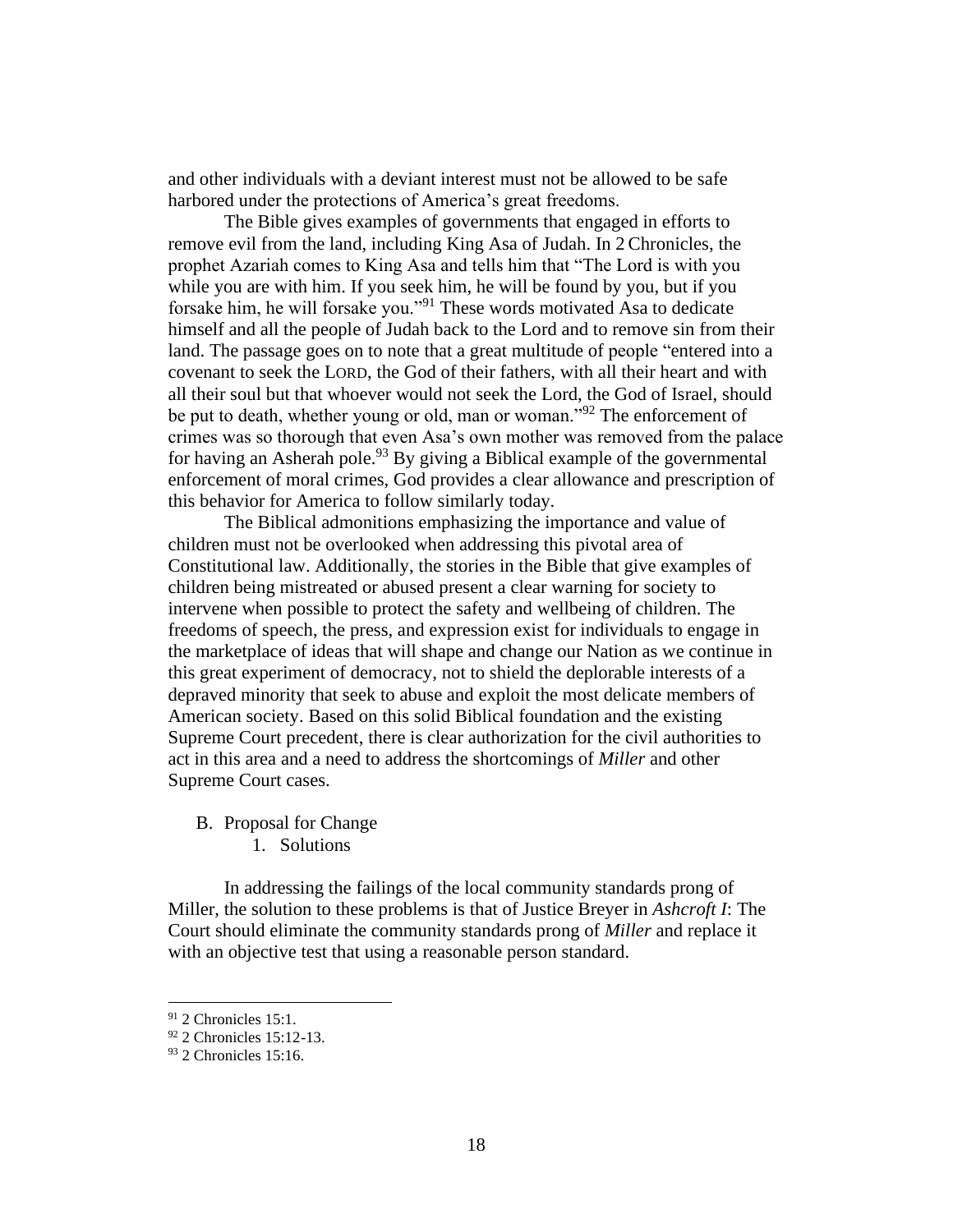and other individuals with a deviant interest must not be allowed to be safe harbored under the protections of America's great freedoms.

The Bible gives examples of governments that engaged in efforts to remove evil from the land, including King Asa of Judah. In 2 Chronicles, the prophet Azariah comes to King Asa and tells him that "The Lord is with you while you are with him. If you seek him, he will be found by you, but if you forsake him, he will forsake you."[91] These words motivated Asa to dedicate himself and all the people of Judah back to the Lord and to remove sin from their land. The passage goes on to note that a great multitude of people "entered into a covenant to seek the LORD, the God of their fathers, with all their heart and with all their soul but that whoever would not seek the Lord, the God of Israel, should be put to death, whether young or old, man or woman."[92] The enforcement of crimes was so thorough that even Asa's own mother was removed from the palace for having an Asherah pole.[93] By giving a Biblical example of the governmental enforcement of moral crimes, God provides a clear allowance and prescription of this behavior for America to follow similarly today.

The Biblical admonitions emphasizing the importance and value of children must not be overlooked when addressing this pivotal area of Constitutional law. Additionally, the stories in the Bible that give examples of children being mistreated or abused present a clear warning for society to intervene when possible to protect the safety and wellbeing of children. The freedoms of speech, the press, and expression exist for individuals to engage in the marketplace of ideas that will shape and change our Nation as we continue in this great experiment of democracy, not to shield the deplorable interests of a depraved minority that seek to abuse and exploit the most delicate members of American society. Based on this solid Biblical foundation and the existing Supreme Court precedent, there is clear authorization for the civil authorities to act in this area and a need to address the shortcomings of *Miller* and other Supreme Court cases.

B. Proposal for Change

1. Solutions

In addressing the failings of the local community standards prong of Miller, the solution to these problems is that of Justice Breyer in *Ashcroft I*: The Court should eliminate the community standards prong of *Miller* and replace it with an objective test that using a reasonable person standard.

---

[91] 2 Chronicles 15:1.

[92] 2 Chronicles 15:12-13.

[93] 2 Chronicles 15:16.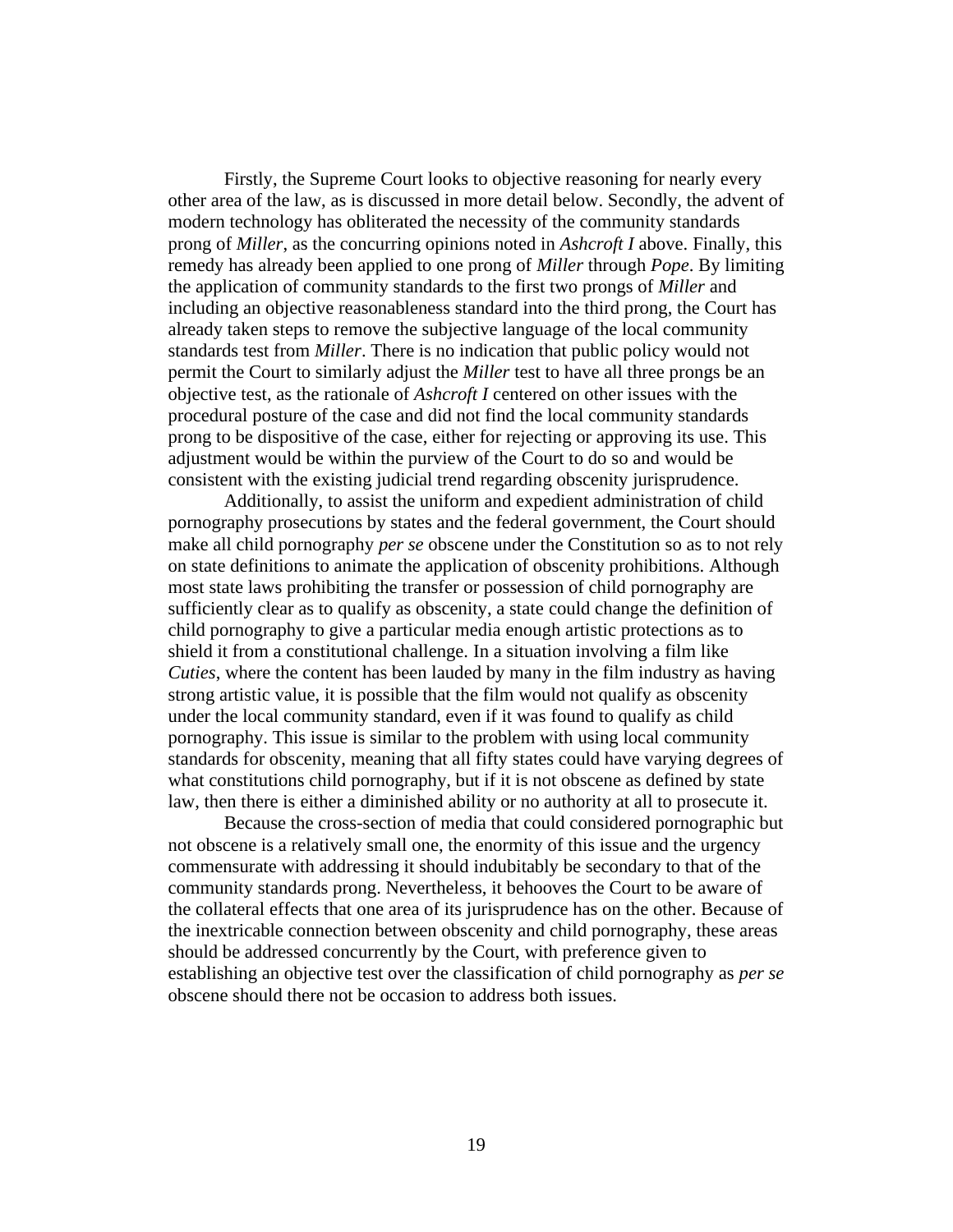Firstly, the Supreme Court looks to objective reasoning for nearly every other area of the law, as is discussed in more detail below. Secondly, the advent of modern technology has obliterated the necessity of the community standards prong of *Miller*, as the concurring opinions noted in *Ashcroft I* above. Finally, this remedy has already been applied to one prong of *Miller* through *Pope*. By limiting the application of community standards to the first two prongs of *Miller* and including an objective reasonableness standard into the third prong, the Court has already taken steps to remove the subjective language of the local community standards test from *Miller*. There is no indication that public policy would not permit the Court to similarly adjust the *Miller* test to have all three prongs be an objective test, as the rationale of *Ashcroft I* centered on other issues with the procedural posture of the case and did not find the local community standards prong to be dispositive of the case, either for rejecting or approving its use. This adjustment would be within the purview of the Court to do so and would be consistent with the existing judicial trend regarding obscenity jurisprudence.

Additionally, to assist the uniform and expedient administration of child pornography prosecutions by states and the federal government, the Court should make all child pornography *per se* obscene under the Constitution so as to not rely on state definitions to animate the application of obscenity prohibitions. Although most state laws prohibiting the transfer or possession of child pornography are sufficiently clear as to qualify as obscenity, a state could change the definition of child pornography to give a particular media enough artistic protections as to shield it from a constitutional challenge. In a situation involving a film like *Cuties*, where the content has been lauded by many in the film industry as having strong artistic value, it is possible that the film would not qualify as obscenity under the local community standard, even if it was found to qualify as child pornography. This issue is similar to the problem with using local community standards for obscenity, meaning that all fifty states could have varying degrees of what constitutions child pornography, but if it is not obscene as defined by state law, then there is either a diminished ability or no authority at all to prosecute it.

Because the cross-section of media that could considered pornographic but not obscene is a relatively small one, the enormity of this issue and the urgency commensurate with addressing it should indubitably be secondary to that of the community standards prong. Nevertheless, it behooves the Court to be aware of the collateral effects that one area of its jurisprudence has on the other. Because of the inextricable connection between obscenity and child pornography, these areas should be addressed concurrently by the Court, with preference given to establishing an objective test over the classification of child pornography as *per se* obscene should there not be occasion to address both issues.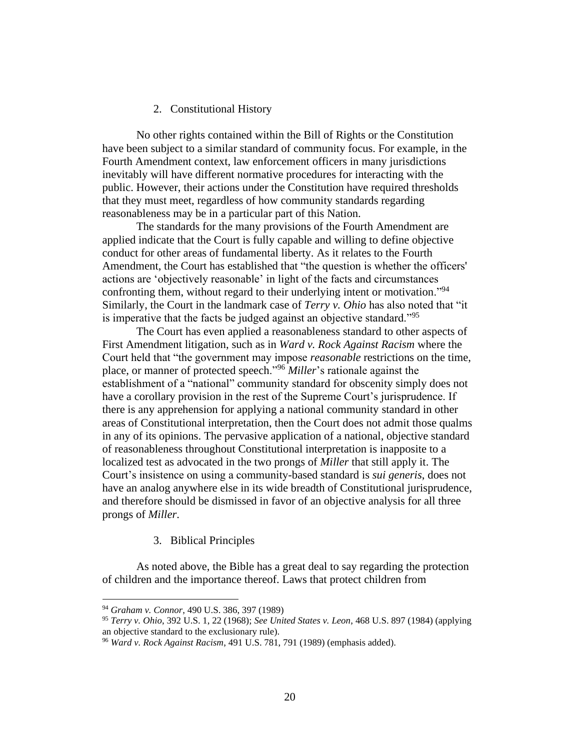### 2. Constitutional History

No other rights contained within the Bill of Rights or the Constitution have been subject to a similar standard of community focus. For example, in the Fourth Amendment context, law enforcement officers in many jurisdictions inevitably will have different normative procedures for interacting with the public. However, their actions under the Constitution have required thresholds that they must meet, regardless of how community standards regarding reasonableness may be in a particular part of this Nation.

The standards for the many provisions of the Fourth Amendment are applied indicate that the Court is fully capable and willing to define objective conduct for other areas of fundamental liberty. As it relates to the Fourth Amendment, the Court has established that "the question is whether the officers' actions are 'objectively reasonable' in light of the facts and circumstances confronting them, without regard to their underlying intent or motivation."[94] Similarly, the Court in the landmark case of *Terry v. Ohio* has also noted that "it is imperative that the facts be judged against an objective standard."[95]

The Court has even applied a reasonableness standard to other aspects of First Amendment litigation, such as in *Ward v. Rock Against Racism* where the Court held that "the government may impose *reasonable* restrictions on the time, place, or manner of protected speech."[96] *Miller*'s rationale against the establishment of a "national" community standard for obscenity simply does not have a corollary provision in the rest of the Supreme Court's jurisprudence. If there is any apprehension for applying a national community standard in other areas of Constitutional interpretation, then the Court does not admit those qualms in any of its opinions. The pervasive application of a national, objective standard of reasonableness throughout Constitutional interpretation is inapposite to a localized test as advocated in the two prongs of *Miller* that still apply it. The Court's insistence on using a community-based standard is *sui generis*, does not have an analog anywhere else in its wide breadth of Constitutional jurisprudence, and therefore should be dismissed in favor of an objective analysis for all three prongs of *Miller*.

### 3. Biblical Principles

As noted above, the Bible has a great deal to say regarding the protection of children and the importance thereof. Laws that protect children from

---

[94] *Graham v. Connor*, 490 U.S. 386, 397 (1989)

[95] *Terry v. Ohio*, 392 U.S. 1, 22 (1968); *See United States v. Leon*, 468 U.S. 897 (1984) (applying an objective standard to the exclusionary rule).

[96] *Ward v. Rock Against Racism*, 491 U.S. 781, 791 (1989) (emphasis added).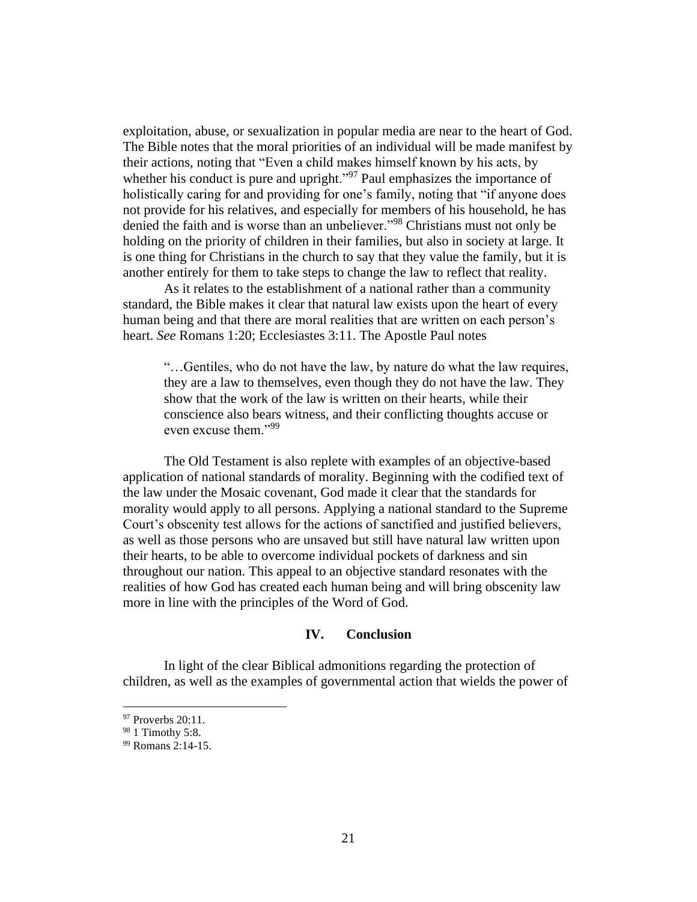exploitation, abuse, or sexualization in popular media are near to the heart of God. The Bible notes that the moral priorities of an individual will be made manifest by their actions, noting that "Even a child makes himself known by his acts, by whether his conduct is pure and upright."[97] Paul emphasizes the importance of holistically caring for and providing for one's family, noting that "if anyone does not provide for his relatives, and especially for members of his household, he has denied the faith and is worse than an unbeliever."[98] Christians must not only be holding on the priority of children in their families, but also in society at large. It is one thing for Christians in the church to say that they value the family, but it is another entirely for them to take steps to change the law to reflect that reality.

As it relates to the establishment of a national rather than a community standard, the Bible makes it clear that natural law exists upon the heart of every human being and that there are moral realities that are written on each person's heart. *See* Romans 1:20; Ecclesiastes 3:11. The Apostle Paul notes

> "…Gentiles, who do not have the law, by nature do what the law requires, they are a law to themselves, even though they do not have the law. They show that the work of the law is written on their hearts, while their conscience also bears witness, and their conflicting thoughts accuse or even excuse them."[99]

The Old Testament is also replete with examples of an objective-based application of national standards of morality. Beginning with the codified text of the law under the Mosaic covenant, God made it clear that the standards for morality would apply to all persons. Applying a national standard to the Supreme Court's obscenity test allows for the actions of sanctified and justified believers, as well as those persons who are unsaved but still have natural law written upon their hearts, to be able to overcome individual pockets of darkness and sin throughout our nation. This appeal to an objective standard resonates with the realities of how God has created each human being and will bring obscenity law more in line with the principles of the Word of God.

## IV. Conclusion

In light of the clear Biblical admonitions regarding the protection of children, as well as the examples of governmental action that wields the power of

---

[97] Proverbs 20:11.

[98] 1 Timothy 5:8.

[99] Romans 2:14-15.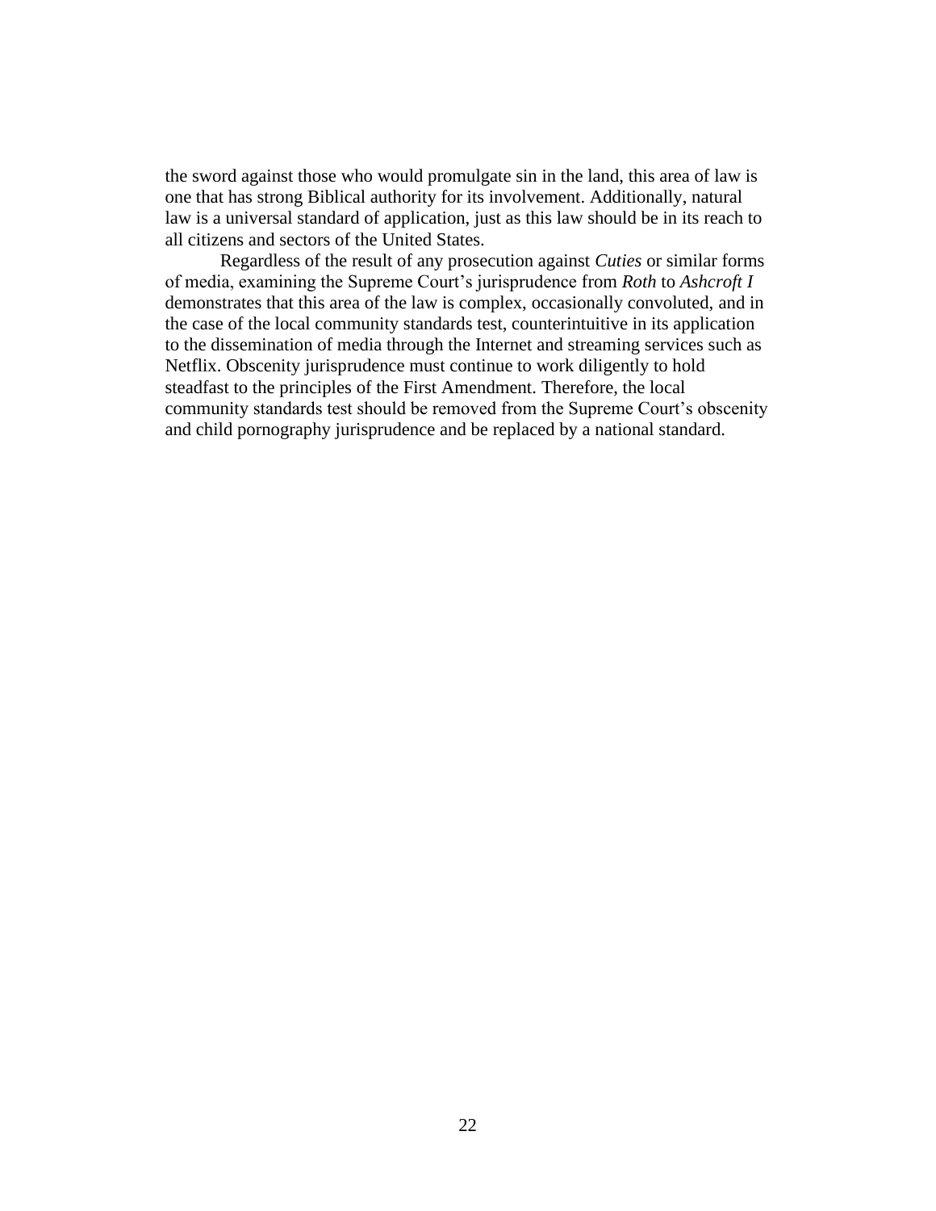the sword against those who would promulgate sin in the land, this area of law is one that has strong Biblical authority for its involvement. Additionally, natural law is a universal standard of application, just as this law should be in its reach to all citizens and sectors of the United States.

Regardless of the result of any prosecution against *Cuties* or similar forms of media, examining the Supreme Court's jurisprudence from *Roth* to *Ashcroft I* demonstrates that this area of the law is complex, occasionally convoluted, and in the case of the local community standards test, counterintuitive in its application to the dissemination of media through the Internet and streaming services such as Netflix. Obscenity jurisprudence must continue to work diligently to hold steadfast to the principles of the First Amendment. Therefore, the local community standards test should be removed from the Supreme Court's obscenity and child pornography jurisprudence and be replaced by a national standard.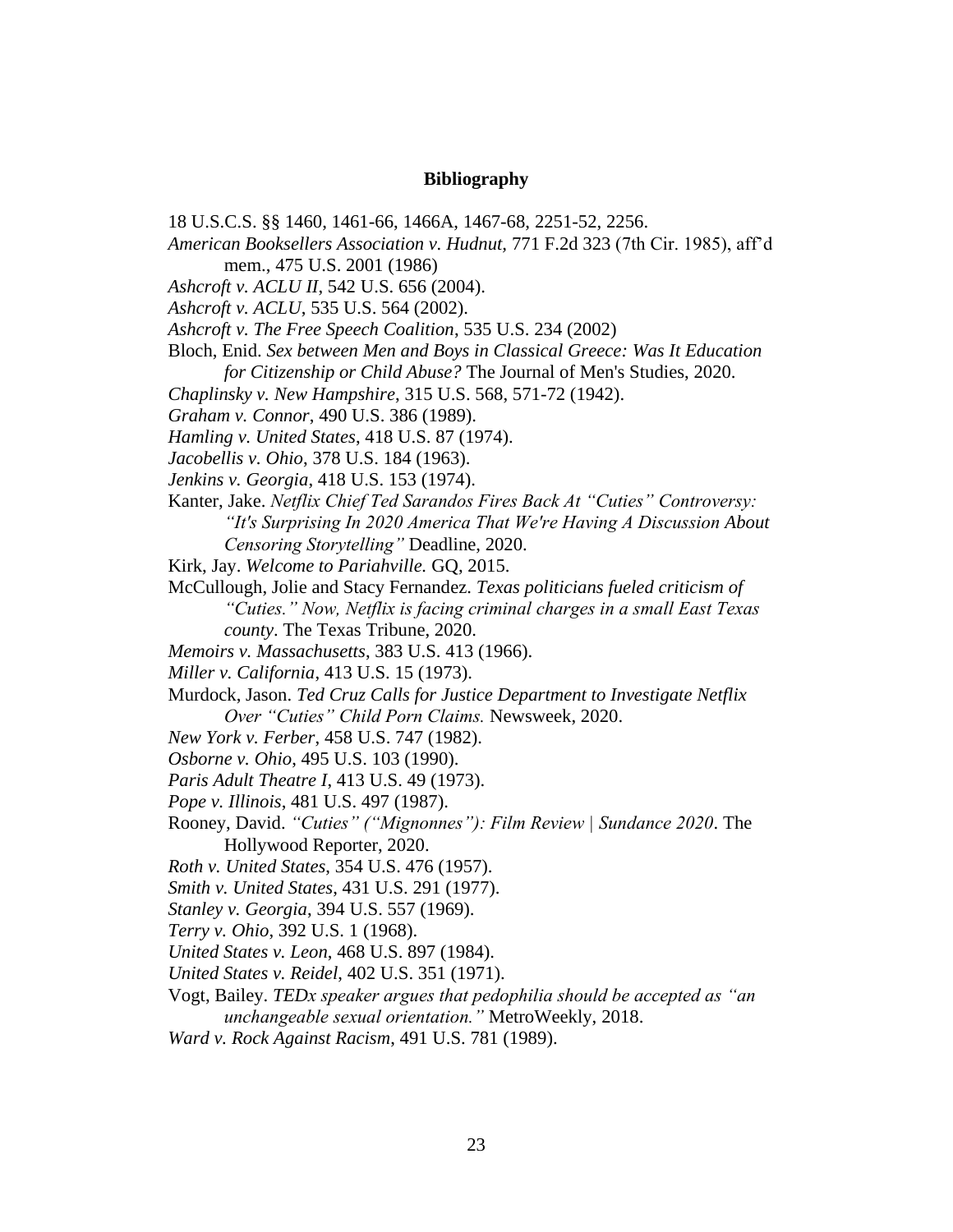**Bibliography**

18 U.S.C.S. §§ 1460, 1461-66, 1466A, 1467-68, 2251-52, 2256.

*American Booksellers Association v. Hudnut*, 771 F.2d 323 (7th Cir. 1985), aff'd mem., 475 U.S. 2001 (1986)

*Ashcroft v. ACLU II*, 542 U.S. 656 (2004).

*Ashcroft v. ACLU*, 535 U.S. 564 (2002).

*Ashcroft v. The Free Speech Coalition*, 535 U.S. 234 (2002)

Bloch, Enid. *Sex between Men and Boys in Classical Greece: Was It Education for Citizenship or Child Abuse?* The Journal of Men's Studies, 2020.

*Chaplinsky v. New Hampshire*, 315 U.S. 568, 571-72 (1942).

*Graham v. Connor*, 490 U.S. 386 (1989).

*Hamling v. United States*, 418 U.S. 87 (1974).

*Jacobellis v. Ohio*, 378 U.S. 184 (1963).

*Jenkins v. Georgia*, 418 U.S. 153 (1974).

Kanter, Jake. *Netflix Chief Ted Sarandos Fires Back At "Cuties" Controversy: "It's Surprising In 2020 America That We're Having A Discussion About Censoring Storytelling"* Deadline, 2020.

Kirk, Jay. *Welcome to Pariahville.* GQ, 2015.

McCullough, Jolie and Stacy Fernandez. *Texas politicians fueled criticism of "Cuties." Now, Netflix is facing criminal charges in a small East Texas county*. The Texas Tribune, 2020.

*Memoirs v. Massachusetts*, 383 U.S. 413 (1966).

*Miller v. California*, 413 U.S. 15 (1973).

Murdock, Jason. *Ted Cruz Calls for Justice Department to Investigate Netflix Over "Cuties" Child Porn Claims.* Newsweek, 2020.

*New York v. Ferber*, 458 U.S. 747 (1982).

*Osborne v. Ohio*, 495 U.S. 103 (1990).

*Paris Adult Theatre I*, 413 U.S. 49 (1973).

*Pope v. Illinois*, 481 U.S. 497 (1987).

Rooney, David. *"Cuties" ("Mignonnes"): Film Review | Sundance 2020*. The Hollywood Reporter, 2020.

*Roth v. United States*, 354 U.S. 476 (1957).

*Smith v. United States*, 431 U.S. 291 (1977).

*Stanley v. Georgia*, 394 U.S. 557 (1969).

*Terry v. Ohio*, 392 U.S. 1 (1968).

*United States v. Leon*, 468 U.S. 897 (1984).

*United States v. Reidel*, 402 U.S. 351 (1971).

Vogt, Bailey. *TEDx speaker argues that pedophilia should be accepted as "an unchangeable sexual orientation."* MetroWeekly, 2018.

*Ward v. Rock Against Racism*, 491 U.S. 781 (1989).